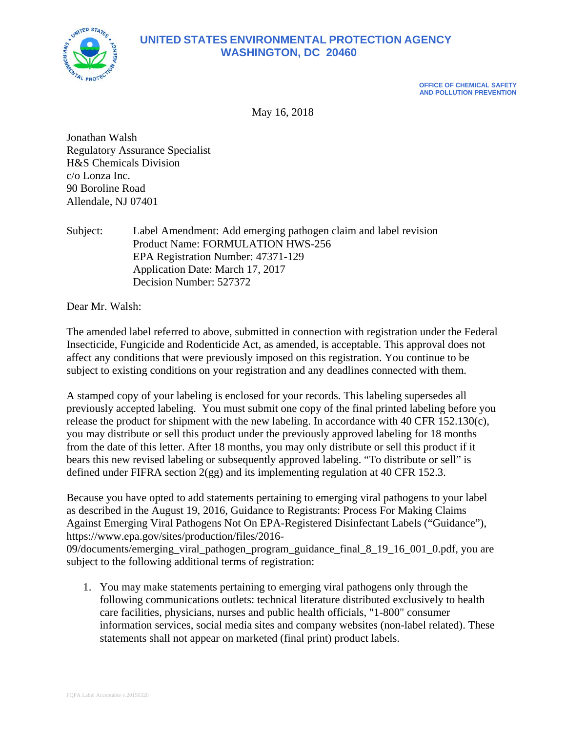# UNITED STATES ENVIRONMENTAL PROTECTION AGENCY
## WASHINGTON, DC 20460

**OFFICE OF CHEMICAL SAFETY AND POLLUTION PREVENTION**

May 16, 2018

Jonathan Walsh
Regulatory Assurance Specialist
H&S Chemicals Division
c/o Lonza Inc.
90 Boroline Road
Allendale, NJ 07401

Subject: Label Amendment: Add emerging pathogen claim and label revision
Product Name: FORMULATION HWS-256
EPA Registration Number: 47371-129
Application Date: March 17, 2017
Decision Number: 527372

Dear Mr. Walsh:

The amended label referred to above, submitted in connection with registration under the Federal Insecticide, Fungicide and Rodenticide Act, as amended, is acceptable. This approval does not affect any conditions that were previously imposed on this registration. You continue to be subject to existing conditions on your registration and any deadlines connected with them.

A stamped copy of your labeling is enclosed for your records. This labeling supersedes all previously accepted labeling. You must submit one copy of the final printed labeling before you release the product for shipment with the new labeling. In accordance with 40 CFR 152.130(c), you may distribute or sell this product under the previously approved labeling for 18 months from the date of this letter. After 18 months, you may only distribute or sell this product if it bears this new revised labeling or subsequently approved labeling. "To distribute or sell" is defined under FIFRA section 2(gg) and its implementing regulation at 40 CFR 152.3.

Because you have opted to add statements pertaining to emerging viral pathogens to your label as described in the August 19, 2016, Guidance to Registrants: Process For Making Claims Against Emerging Viral Pathogens Not On EPA-Registered Disinfectant Labels ("Guidance"), https://www.epa.gov/sites/production/files/2016-09/documents/emerging_viral_pathogen_program_guidance_final_8_19_16_001_0.pdf, you are subject to the following additional terms of registration:

1. You may make statements pertaining to emerging viral pathogens only through the following communications outlets: technical literature distributed exclusively to health care facilities, physicians, nurses and public health officials, "1-800" consumer information services, social media sites and company websites (non-label related). These statements shall not appear on marketed (final print) product labels.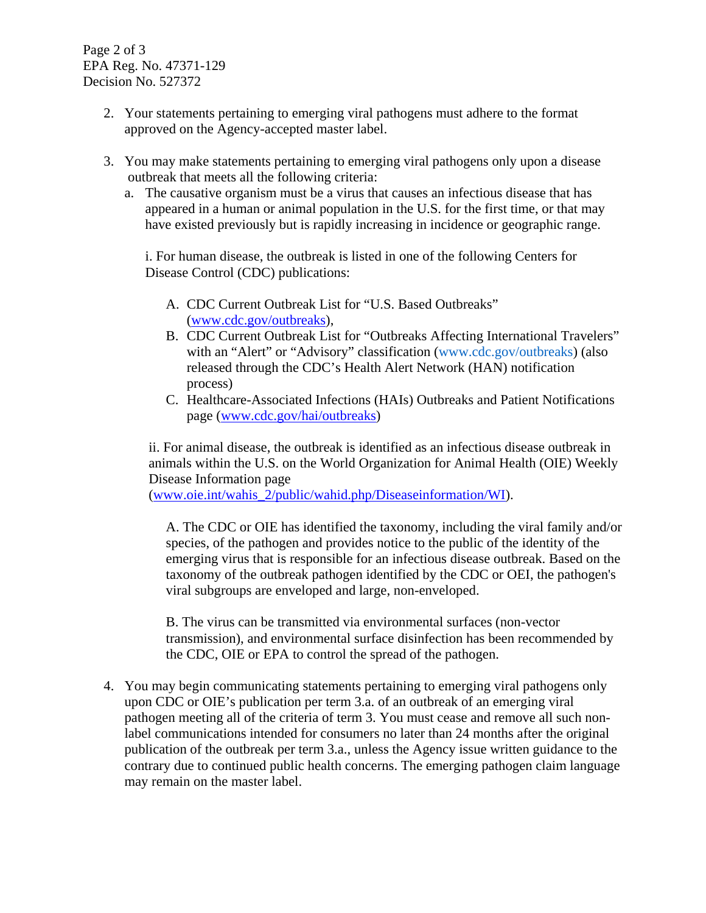2. Your statements pertaining to emerging viral pathogens must adhere to the format approved on the Agency-accepted master label.

3. You may make statements pertaining to emerging viral pathogens only upon a disease outbreak that meets all the following criteria:
   a. The causative organism must be a virus that causes an infectious disease that has appeared in a human or animal population in the U.S. for the first time, or that may have existed previously but is rapidly increasing in incidence or geographic range.

      i. For human disease, the outbreak is listed in one of the following Centers for Disease Control (CDC) publications:

         A. CDC Current Outbreak List for "U.S. Based Outbreaks" (www.cdc.gov/outbreaks),
         B. CDC Current Outbreak List for "Outbreaks Affecting International Travelers" with an "Alert" or "Advisory" classification (www.cdc.gov/outbreaks) (also released through the CDC's Health Alert Network (HAN) notification process)
         C. Healthcare-Associated Infections (HAIs) Outbreaks and Patient Notifications page (www.cdc.gov/hai/outbreaks)

      ii. For animal disease, the outbreak is identified as an infectious disease outbreak in animals within the U.S. on the World Organization for Animal Health (OIE) Weekly Disease Information page (www.oie.int/wahis_2/public/wahid.php/Diseaseinformation/WI).

         A. The CDC or OIE has identified the taxonomy, including the viral family and/or species, of the pathogen and provides notice to the public of the identity of the emerging virus that is responsible for an infectious disease outbreak. Based on the taxonomy of the outbreak pathogen identified by the CDC or OEI, the pathogen's viral subgroups are enveloped and large, non-enveloped.

         B. The virus can be transmitted via environmental surfaces (non-vector transmission), and environmental surface disinfection has been recommended by the CDC, OIE or EPA to control the spread of the pathogen.

4. You may begin communicating statements pertaining to emerging viral pathogens only upon CDC or OIE's publication per term 3.a. of an outbreak of an emerging viral pathogen meeting all of the criteria of term 3. You must cease and remove all such non-label communications intended for consumers no later than 24 months after the original publication of the outbreak per term 3.a., unless the Agency issue written guidance to the contrary due to continued public health concerns. The emerging pathogen claim language may remain on the master label.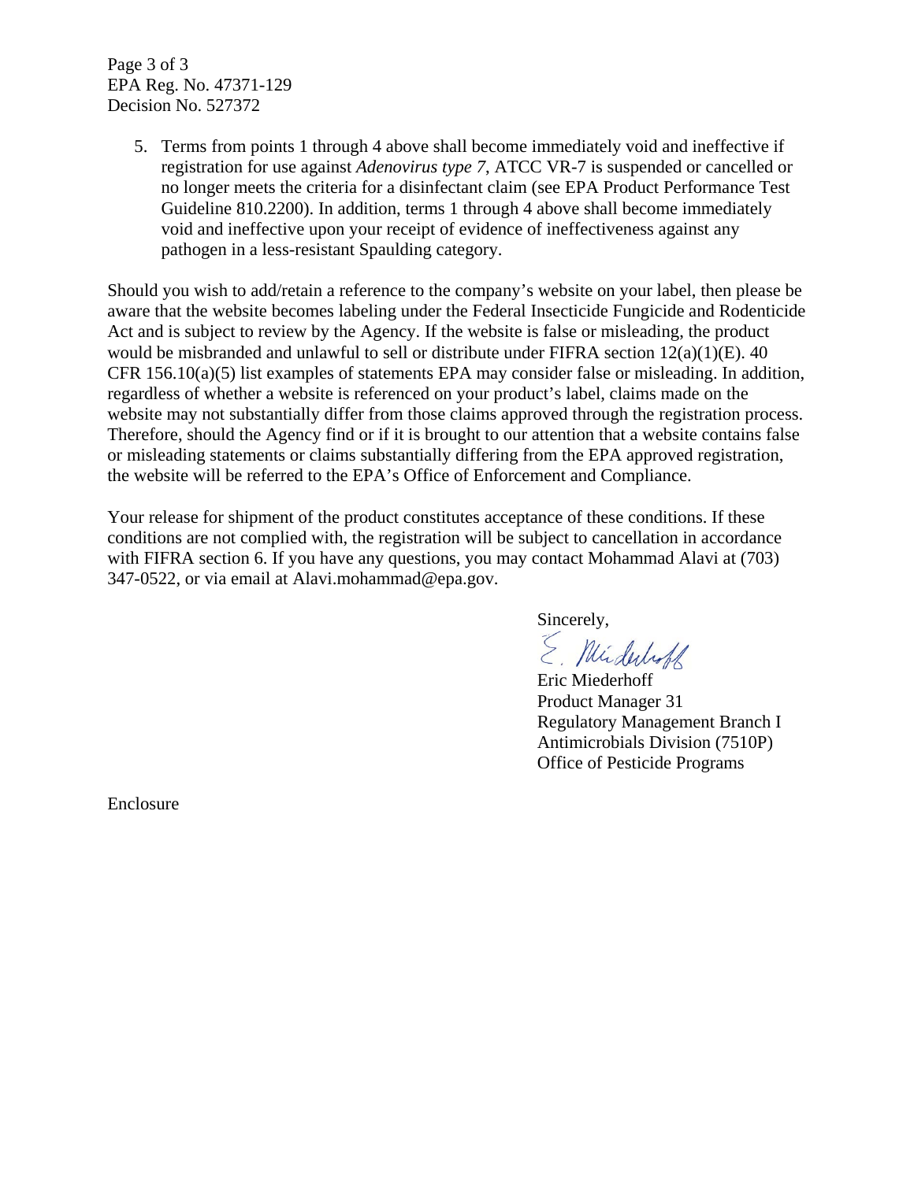5. Terms from points 1 through 4 above shall become immediately void and ineffective if registration for use against *Adenovirus type 7*, ATCC VR-7 is suspended or cancelled or no longer meets the criteria for a disinfectant claim (see EPA Product Performance Test Guideline 810.2200). In addition, terms 1 through 4 above shall become immediately void and ineffective upon your receipt of evidence of ineffectiveness against any pathogen in a less-resistant Spaulding category.

Should you wish to add/retain a reference to the company's website on your label, then please be aware that the website becomes labeling under the Federal Insecticide Fungicide and Rodenticide Act and is subject to review by the Agency. If the website is false or misleading, the product would be misbranded and unlawful to sell or distribute under FIFRA section 12(a)(1)(E). 40 CFR 156.10(a)(5) list examples of statements EPA may consider false or misleading. In addition, regardless of whether a website is referenced on your product's label, claims made on the website may not substantially differ from those claims approved through the registration process. Therefore, should the Agency find or if it is brought to our attention that a website contains false or misleading statements or claims substantially differing from the EPA approved registration, the website will be referred to the EPA's Office of Enforcement and Compliance.

Your release for shipment of the product constitutes acceptance of these conditions. If these conditions are not complied with, the registration will be subject to cancellation in accordance with FIFRA section 6. If you have any questions, you may contact Mohammad Alavi at (703) 347-0522, or via email at Alavi.mohammad@epa.gov.

Sincerely,

Eric Miederhoff
Product Manager 31
Regulatory Management Branch I
Antimicrobials Division (7510P)
Office of Pesticide Programs

Enclosure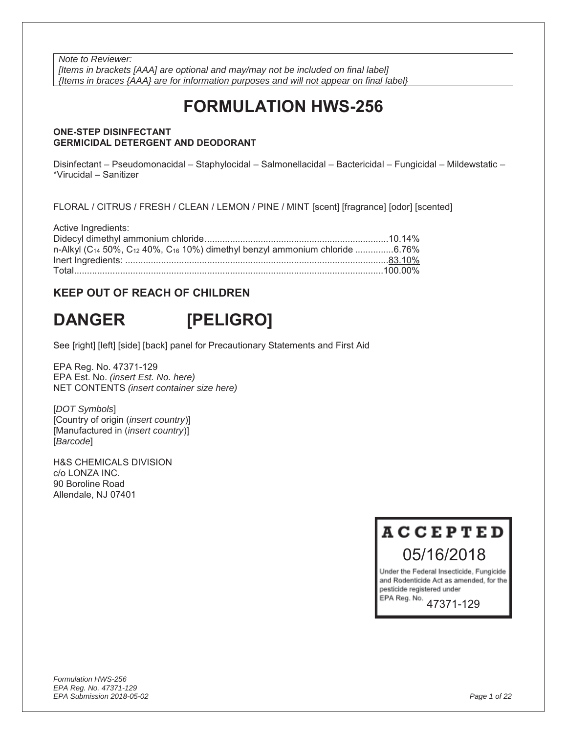*Note to Reviewer:*
*[Items in brackets [AAA] are optional and may/may not be included on final label]*
*{Items in braces {AAA} are for information purposes and will not appear on final label}*

# FORMULATION HWS-256

**ONE-STEP DISINFECTANT**
**GERMICIDAL DETERGENT AND DEODORANT**

Disinfectant – Pseudomonacidal – Staphylocidal – Salmonellacidal – Bactericidal – Fungicidal – Mildewstatic – *Virucidal – Sanitizer

FLORAL / CITRUS / FRESH / CLEAN / LEMON / PINE / MINT [scent] [fragrance] [odor] [scented]

Active Ingredients:
Didecyl dimethyl ammonium chloride........................................................................10.14%
n-Alkyl ($C_{14}$ 50%, $C_{12}$ 40%, $C_{16}$ 10%) dimethyl benzyl ammonium chloride ...............6.76%
Inert Ingredients: ......................................................................................................83.10%
Total.........................................................................................................................100.00%

## KEEP OUT OF REACH OF CHILDREN

# DANGER [PELIGRO]

See [right] [left] [side] [back] panel for Precautionary Statements and First Aid

EPA Reg. No. 47371-129
EPA Est. No. *(insert Est. No. here)*
NET CONTENTS *(insert container size here)*

[*DOT Symbols*]
[Country of origin (*insert country*)]
[Manufactured in (*insert country*)]
[*Barcode*]

H&S CHEMICALS DIVISION
c/o LONZA INC.
90 Boroline Road
Allendale, NJ 07401

**ACCEPTED**
05/16/2018
Under the Federal Insecticide, Fungicide and Rodenticide Act as amended, for the pesticide registered under EPA Reg. No. 47371-129

*Formulation HWS-256*
*EPA Reg. No. 47371-129*
*EPA Submission 2018-05-02*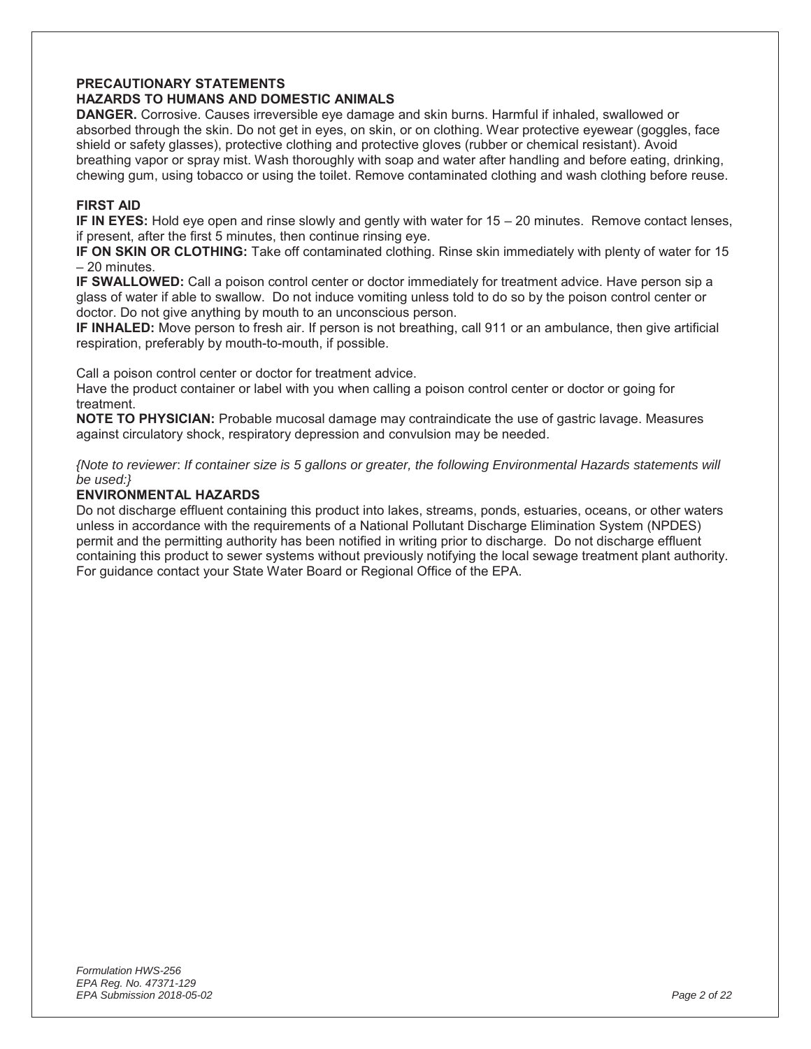## PRECAUTIONARY STATEMENTS

### HAZARDS TO HUMANS AND DOMESTIC ANIMALS

**DANGER.** Corrosive. Causes irreversible eye damage and skin burns. Harmful if inhaled, swallowed or absorbed through the skin. Do not get in eyes, on skin, or on clothing. Wear protective eyewear (goggles, face shield or safety glasses), protective clothing and protective gloves (rubber or chemical resistant). Avoid breathing vapor or spray mist. Wash thoroughly with soap and water after handling and before eating, drinking, chewing gum, using tobacco or using the toilet. Remove contaminated clothing and wash clothing before reuse.

### FIRST AID

**IF IN EYES:** Hold eye open and rinse slowly and gently with water for 15 – 20 minutes. Remove contact lenses, if present, after the first 5 minutes, then continue rinsing eye.

**IF ON SKIN OR CLOTHING:** Take off contaminated clothing. Rinse skin immediately with plenty of water for 15 – 20 minutes.

**IF SWALLOWED:** Call a poison control center or doctor immediately for treatment advice. Have person sip a glass of water if able to swallow. Do not induce vomiting unless told to do so by the poison control center or doctor. Do not give anything by mouth to an unconscious person.

**IF INHALED:** Move person to fresh air. If person is not breathing, call 911 or an ambulance, then give artificial respiration, preferably by mouth-to-mouth, if possible.

Call a poison control center or doctor for treatment advice.

Have the product container or label with you when calling a poison control center or doctor or going for treatment.

**NOTE TO PHYSICIAN:** Probable mucosal damage may contraindicate the use of gastric lavage. Measures against circulatory shock, respiratory depression and convulsion may be needed.

*{Note to reviewer: If container size is 5 gallons or greater, the following Environmental Hazards statements will be used:}*

### ENVIRONMENTAL HAZARDS

Do not discharge effluent containing this product into lakes, streams, ponds, estuaries, oceans, or other waters unless in accordance with the requirements of a National Pollutant Discharge Elimination System (NPDES) permit and the permitting authority has been notified in writing prior to discharge. Do not discharge effluent containing this product to sewer systems without previously notifying the local sewage treatment plant authority. For guidance contact your State Water Board or Regional Office of the EPA.

*Formulation HWS-256*
*EPA Reg. No. 47371-129*
*EPA Submission 2018-05-02*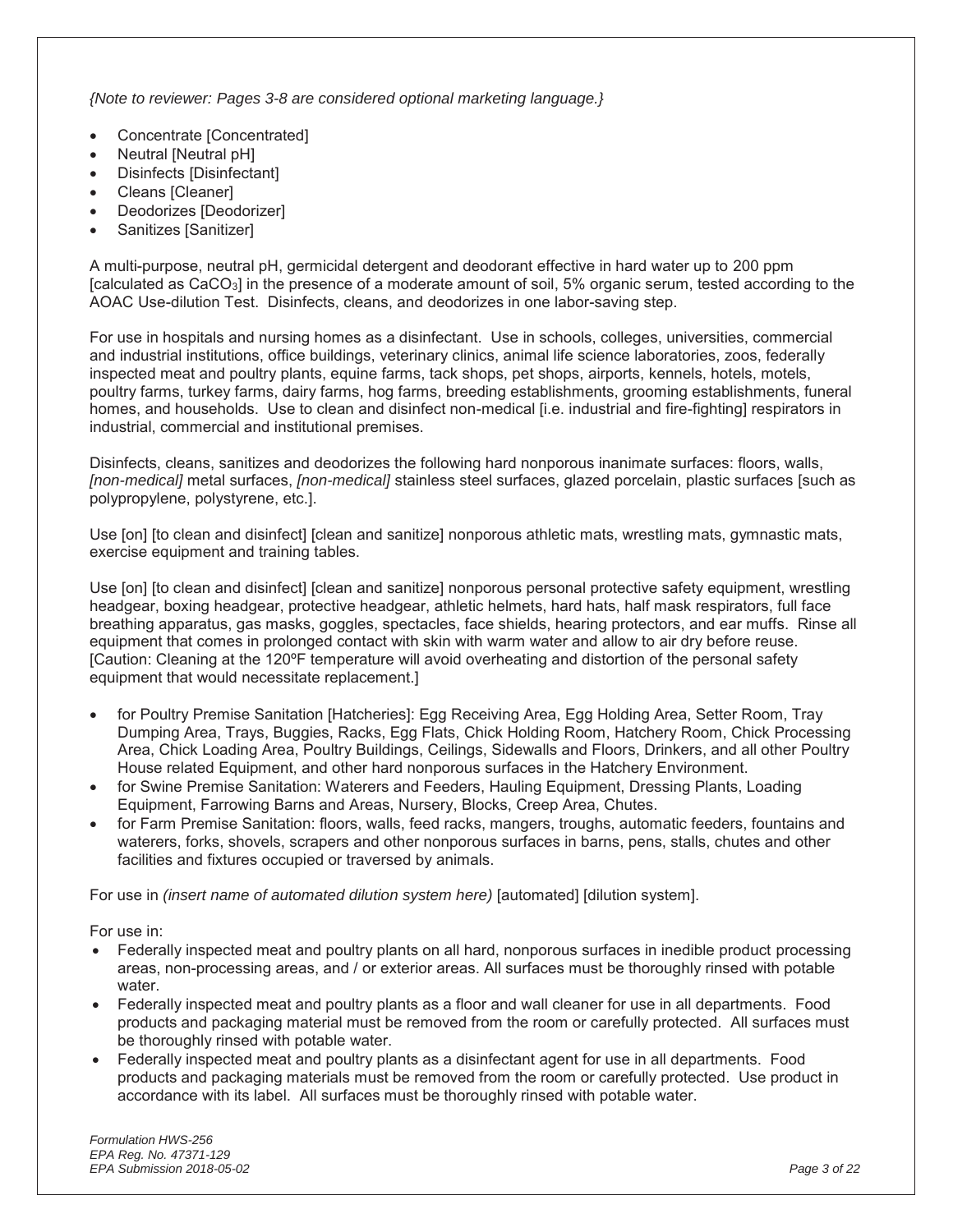*{Note to reviewer: Pages 3-8 are considered optional marketing language.}*

- Concentrate [Concentrated]
- Neutral [Neutral pH]
- Disinfects [Disinfectant]
- Cleans [Cleaner]
- Deodorizes [Deodorizer]
- Sanitizes [Sanitizer]

A multi-purpose, neutral pH, germicidal detergent and deodorant effective in hard water up to 200 ppm [calculated as $CaCO_3$] in the presence of a moderate amount of soil, 5% organic serum, tested according to the AOAC Use-dilution Test. Disinfects, cleans, and deodorizes in one labor-saving step.

For use in hospitals and nursing homes as a disinfectant. Use in schools, colleges, universities, commercial and industrial institutions, office buildings, veterinary clinics, animal life science laboratories, zoos, federally inspected meat and poultry plants, equine farms, tack shops, pet shops, airports, kennels, hotels, motels, poultry farms, turkey farms, dairy farms, hog farms, breeding establishments, grooming establishments, funeral homes, and households. Use to clean and disinfect non-medical [i.e. industrial and fire-fighting] respirators in industrial, commercial and institutional premises.

Disinfects, cleans, sanitizes and deodorizes the following hard nonporous inanimate surfaces: floors, walls, *[non-medical]* metal surfaces, *[non-medical]* stainless steel surfaces, glazed porcelain, plastic surfaces [such as polypropylene, polystyrene, etc.].

Use [on] [to clean and disinfect] [clean and sanitize] nonporous athletic mats, wrestling mats, gymnastic mats, exercise equipment and training tables.

Use [on] [to clean and disinfect] [clean and sanitize] nonporous personal protective safety equipment, wrestling headgear, boxing headgear, protective headgear, athletic helmets, hard hats, half mask respirators, full face breathing apparatus, gas masks, goggles, spectacles, face shields, hearing protectors, and ear muffs. Rinse all equipment that comes in prolonged contact with skin with warm water and allow to air dry before reuse. [Caution: Cleaning at the 120ºF temperature will avoid overheating and distortion of the personal safety equipment that would necessitate replacement.]

- for Poultry Premise Sanitation [Hatcheries]: Egg Receiving Area, Egg Holding Area, Setter Room, Tray Dumping Area, Trays, Buggies, Racks, Egg Flats, Chick Holding Room, Hatchery Room, Chick Processing Area, Chick Loading Area, Poultry Buildings, Ceilings, Sidewalls and Floors, Drinkers, and all other Poultry House related Equipment, and other hard nonporous surfaces in the Hatchery Environment.
- for Swine Premise Sanitation: Waterers and Feeders, Hauling Equipment, Dressing Plants, Loading Equipment, Farrowing Barns and Areas, Nursery, Blocks, Creep Area, Chutes.
- for Farm Premise Sanitation: floors, walls, feed racks, mangers, troughs, automatic feeders, fountains and waterers, forks, shovels, scrapers and other nonporous surfaces in barns, pens, stalls, chutes and other facilities and fixtures occupied or traversed by animals.

For use in *(insert name of automated dilution system here)* [automated] [dilution system].

For use in:

- Federally inspected meat and poultry plants on all hard, nonporous surfaces in inedible product processing areas, non-processing areas, and / or exterior areas. All surfaces must be thoroughly rinsed with potable water.
- Federally inspected meat and poultry plants as a floor and wall cleaner for use in all departments. Food products and packaging material must be removed from the room or carefully protected. All surfaces must be thoroughly rinsed with potable water.
- Federally inspected meat and poultry plants as a disinfectant agent for use in all departments. Food products and packaging materials must be removed from the room or carefully protected. Use product in accordance with its label. All surfaces must be thoroughly rinsed with potable water.

*Formulation HWS-256*
*EPA Reg. No. 47371-129*
*EPA Submission 2018-05-02*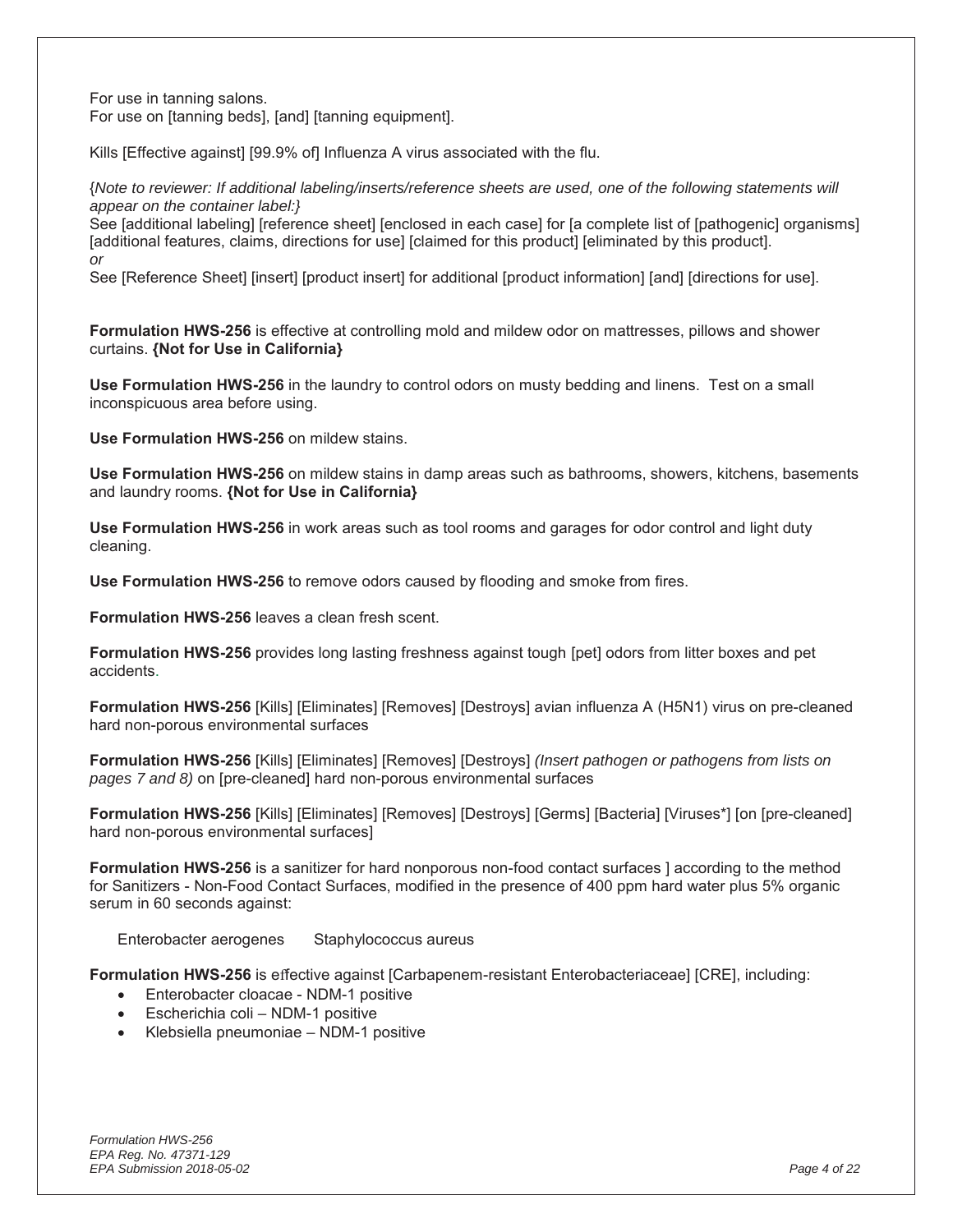For use in tanning salons.
For use on [tanning beds], [and] [tanning equipment].

Kills [Effective against] [99.9% of] Influenza A virus associated with the flu.

{*Note to reviewer: If additional labeling/inserts/reference sheets are used, one of the following statements will appear on the container label:}*
See [additional labeling] [reference sheet] [enclosed in each case] for [a complete list of [pathogenic] organisms] [additional features, claims, directions for use] [claimed for this product] [eliminated by this product].
*or*
See [Reference Sheet] [insert] [product insert] for additional [product information] [and] [directions for use].

**Formulation HWS-256** is effective at controlling mold and mildew odor on mattresses, pillows and shower curtains. **{Not for Use in California}**

**Use Formulation HWS-256** in the laundry to control odors on musty bedding and linens. Test on a small inconspicuous area before using.

**Use Formulation HWS-256** on mildew stains.

**Use Formulation HWS-256** on mildew stains in damp areas such as bathrooms, showers, kitchens, basements and laundry rooms. **{Not for Use in California}**

**Use Formulation HWS-256** in work areas such as tool rooms and garages for odor control and light duty cleaning.

**Use Formulation HWS-256** to remove odors caused by flooding and smoke from fires.

**Formulation HWS-256** leaves a clean fresh scent.

**Formulation HWS-256** provides long lasting freshness against tough [pet] odors from litter boxes and pet accidents.

**Formulation HWS-256** [Kills] [Eliminates] [Removes] [Destroys] avian influenza A (H5N1) virus on pre-cleaned hard non-porous environmental surfaces

**Formulation HWS-256** [Kills] [Eliminates] [Removes] [Destroys] *(Insert pathogen or pathogens from lists on pages 7 and 8)* on [pre-cleaned] hard non-porous environmental surfaces

**Formulation HWS-256** [Kills] [Eliminates] [Removes] [Destroys] [Germs] [Bacteria] [Viruses*] [on [pre-cleaned] hard non-porous environmental surfaces]

**Formulation HWS-256** is a sanitizer for hard nonporous non-food contact surfaces ] according to the method for Sanitizers - Non-Food Contact Surfaces, modified in the presence of 400 ppm hard water plus 5% organic serum in 60 seconds against:

Enterobacter aerogenes    Staphylococcus aureus

**Formulation HWS-256** is effective against [Carbapenem-resistant Enterobacteriaceae] [CRE], including:

- Enterobacter cloacae - NDM-1 positive
- Escherichia coli – NDM-1 positive
- Klebsiella pneumoniae – NDM-1 positive

*Formulation HWS-256*
*EPA Reg. No. 47371-129*
*EPA Submission 2018-05-02*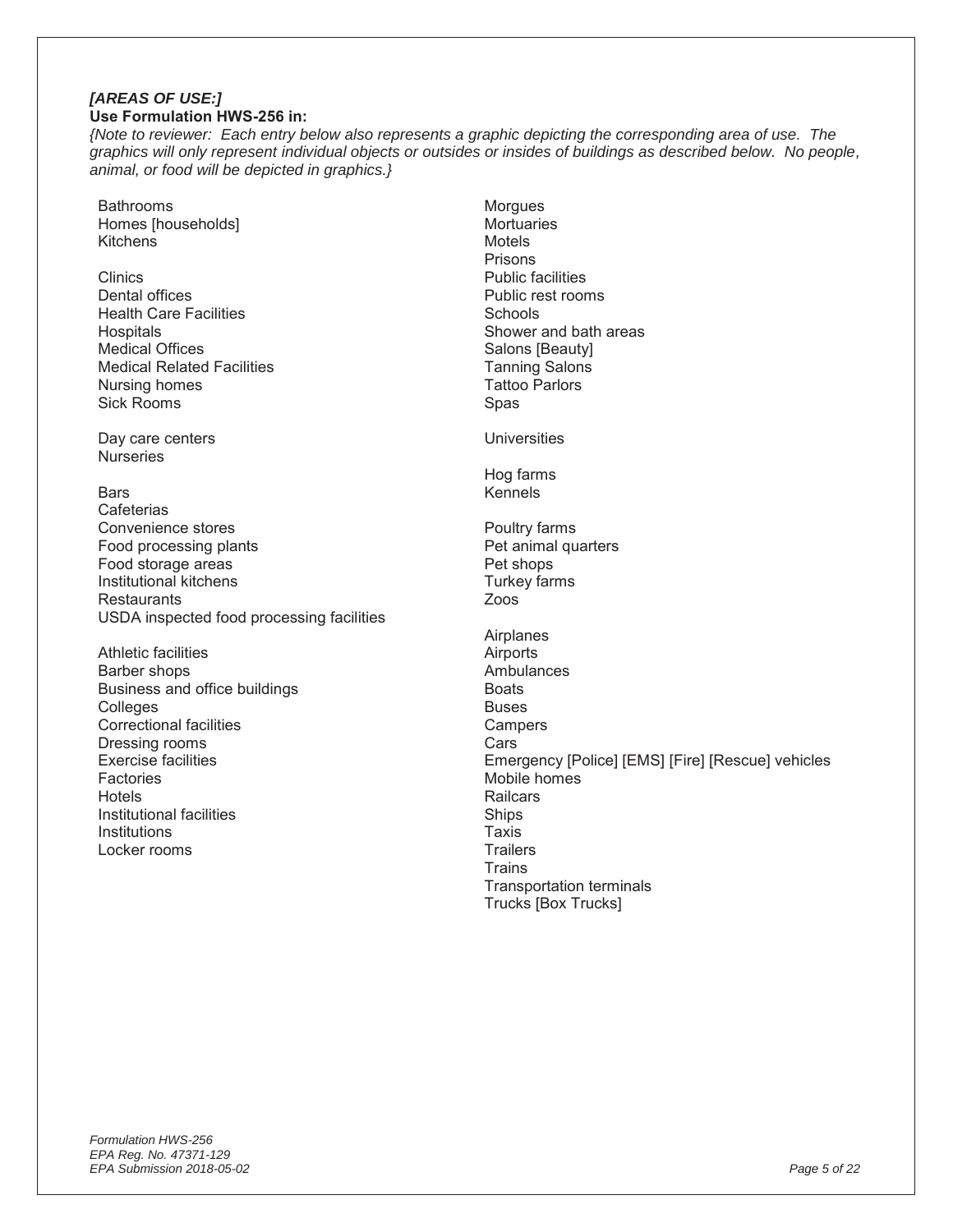***[AREAS OF USE:]***

**Use Formulation HWS-256 in:**

*{Note to reviewer: Each entry below also represents a graphic depicting the corresponding area of use. The graphics will only represent individual objects or outsides or insides of buildings as described below. No people, animal, or food will be depicted in graphics.}*

Bathrooms
Homes [households]
Kitchens

Clinics
Dental offices
Health Care Facilities
Hospitals
Medical Offices
Medical Related Facilities
Nursing homes
Sick Rooms

Day care centers
Nurseries

Bars
Cafeterias
Convenience stores
Food processing plants
Food storage areas
Institutional kitchens
Restaurants
USDA inspected food processing facilities

Athletic facilities
Barber shops
Business and office buildings
Colleges
Correctional facilities
Dressing rooms
Exercise facilities
Factories
Hotels
Institutional facilities
Institutions
Locker rooms

Morgues
Mortuaries
Motels
Prisons
Public facilities
Public rest rooms
Schools
Shower and bath areas
Salons [Beauty]
Tanning Salons
Tattoo Parlors
Spas

Universities

Hog farms
Kennels

Poultry farms
Pet animal quarters
Pet shops
Turkey farms
Zoos

Airplanes
Airports
Ambulances
Boats
Buses
Campers
Cars
Emergency [Police] [EMS] [Fire] [Rescue] vehicles
Mobile homes
Railcars
Ships
Taxis
Trailers
Trains
Transportation terminals
Trucks [Box Trucks]

*Formulation HWS-256*
*EPA Reg. No. 47371-129*
*EPA Submission 2018-05-02*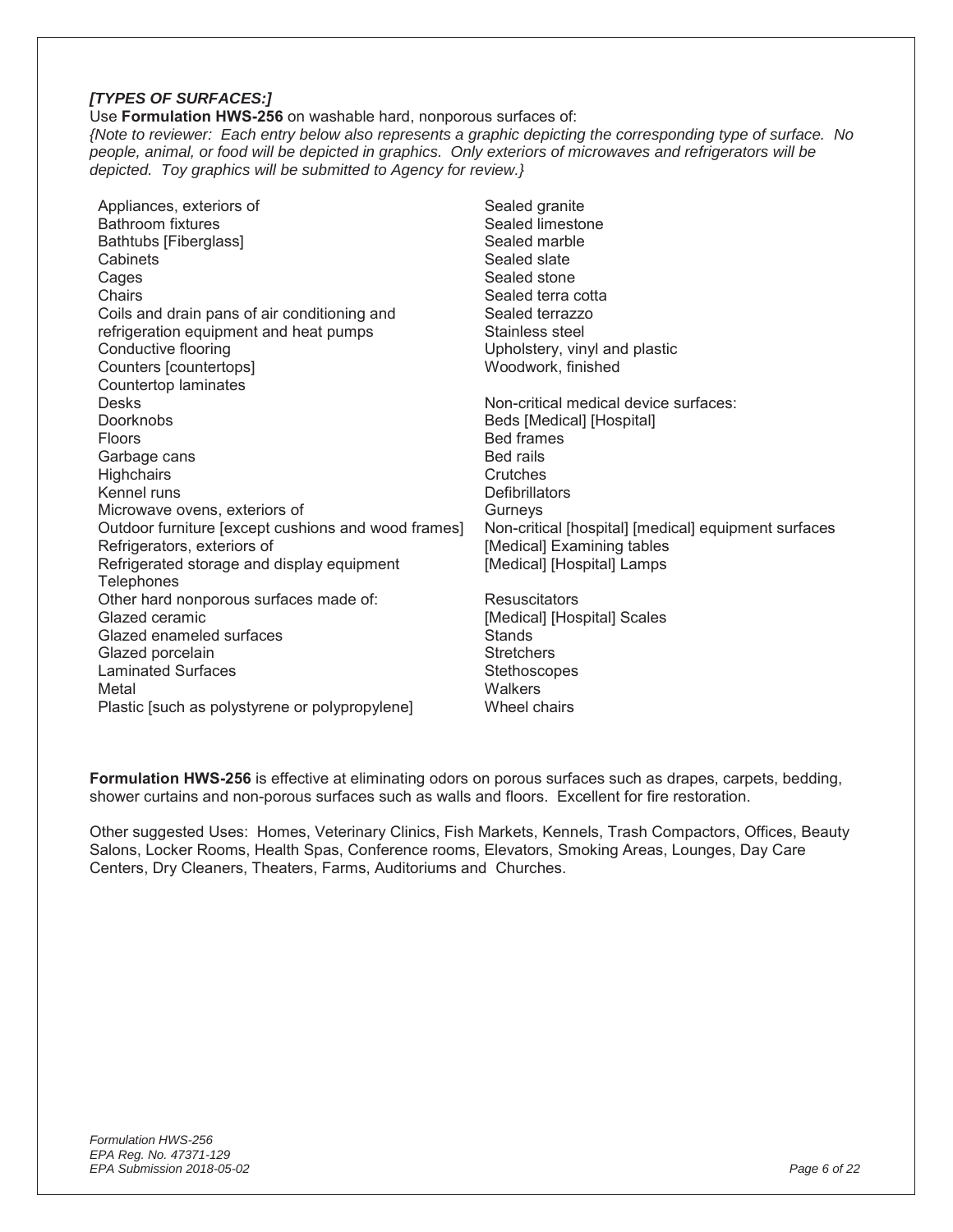***[TYPES OF SURFACES:]***

Use **Formulation HWS-256** on washable hard, nonporous surfaces of:

*{Note to reviewer: Each entry below also represents a graphic depicting the corresponding type of surface. No people, animal, or food will be depicted in graphics. Only exteriors of microwaves and refrigerators will be depicted. Toy graphics will be submitted to Agency for review.}*

Appliances, exteriors of
Bathroom fixtures
Bathtubs [Fiberglass]
Cabinets
Cages
Chairs
Coils and drain pans of air conditioning and refrigeration equipment and heat pumps
Conductive flooring
Counters [countertops]
Countertop laminates
Desks
Doorknobs
Floors
Garbage cans
Highchairs
Kennel runs
Microwave ovens, exteriors of
Outdoor furniture [except cushions and wood frames]
Refrigerators, exteriors of
Refrigerated storage and display equipment
Telephones
Other hard nonporous surfaces made of:
Glazed ceramic
Glazed enameled surfaces
Glazed porcelain
Laminated Surfaces
Metal
Plastic [such as polystyrene or polypropylene]
Sealed granite
Sealed limestone
Sealed marble
Sealed slate
Sealed stone
Sealed terra cotta
Sealed terrazzo
Stainless steel
Upholstery, vinyl and plastic
Woodwork, finished

Non-critical medical device surfaces:
Beds [Medical] [Hospital]
Bed frames
Bed rails
Crutches
Defibrillators
Gurneys
Non-critical [hospital] [medical] equipment surfaces
[Medical] Examining tables
[Medical] [Hospital] Lamps

Resuscitators
[Medical] [Hospital] Scales
Stands
Stretchers
Stethoscopes
Walkers
Wheel chairs

**Formulation HWS-256** is effective at eliminating odors on porous surfaces such as drapes, carpets, bedding, shower curtains and non-porous surfaces such as walls and floors. Excellent for fire restoration.

Other suggested Uses: Homes, Veterinary Clinics, Fish Markets, Kennels, Trash Compactors, Offices, Beauty Salons, Locker Rooms, Health Spas, Conference rooms, Elevators, Smoking Areas, Lounges, Day Care Centers, Dry Cleaners, Theaters, Farms, Auditoriums and Churches.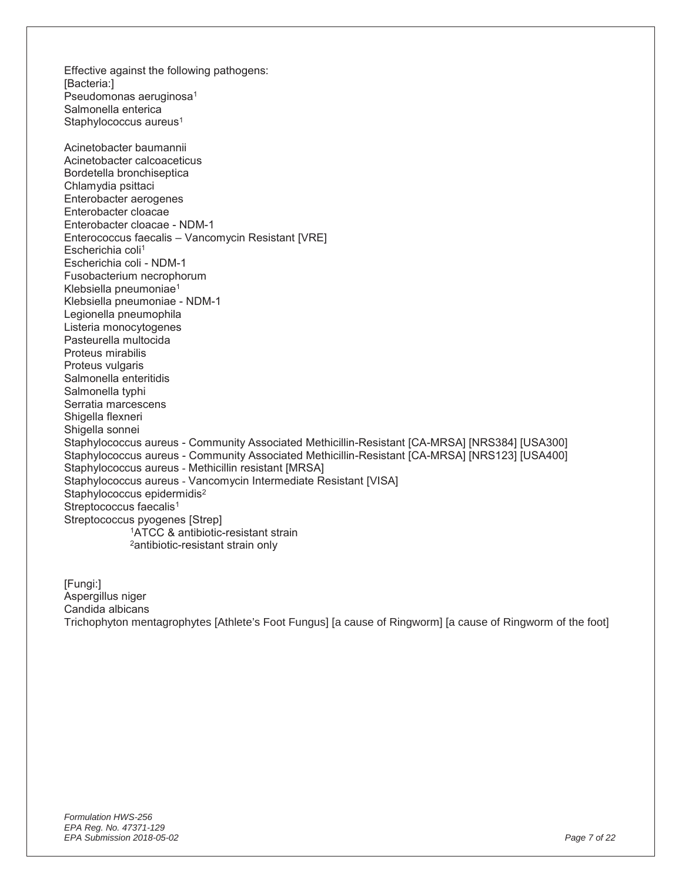Effective against the following pathogens:
[Bacteria:]
Pseudomonas aeruginosa[1]
Salmonella enterica
Staphylococcus aureus[1]

Acinetobacter baumannii
Acinetobacter calcoaceticus
Bordetella bronchiseptica
Chlamydia psittaci
Enterobacter aerogenes
Enterobacter cloacae
Enterobacter cloacae - NDM-1
Enterococcus faecalis – Vancomycin Resistant [VRE]
Escherichia coli[1]
Escherichia coli - NDM-1
Fusobacterium necrophorum
Klebsiella pneumoniae[1]
Klebsiella pneumoniae - NDM-1
Legionella pneumophila
Listeria monocytogenes
Pasteurella multocida
Proteus mirabilis
Proteus vulgaris
Salmonella enteritidis
Salmonella typhi
Serratia marcescens
Shigella flexneri
Shigella sonnei
Staphylococcus aureus - Community Associated Methicillin-Resistant [CA-MRSA] [NRS384] [USA300]
Staphylococcus aureus - Community Associated Methicillin-Resistant [CA-MRSA] [NRS123] [USA400]
Staphylococcus aureus - Methicillin resistant [MRSA]
Staphylococcus aureus - Vancomycin Intermediate Resistant [VISA]
Staphylococcus epidermidis[2]
Streptococcus faecalis[1]
Streptococcus pyogenes [Strep]

[1]ATCC & antibiotic-resistant strain
[2]antibiotic-resistant strain only

[Fungi:]
Aspergillus niger
Candida albicans
Trichophyton mentagrophytes [Athlete's Foot Fungus] [a cause of Ringworm] [a cause of Ringworm of the foot]

*Formulation HWS-256*
*EPA Reg. No. 47371-129*
*EPA Submission 2018-05-02*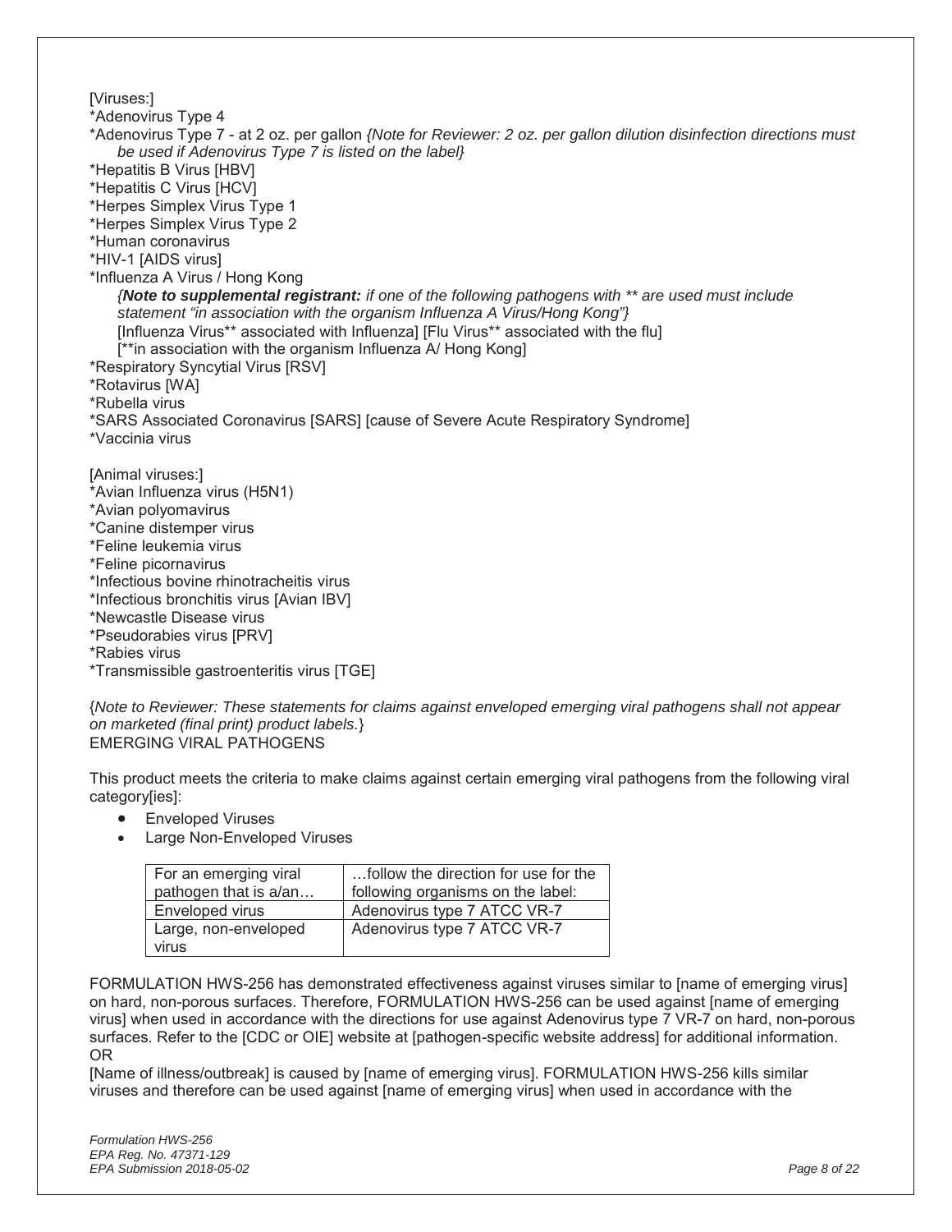[Viruses:]

*Adenovirus Type 4

*Adenovirus Type 7 - at 2 oz. per gallon *{Note for Reviewer: 2 oz. per gallon dilution disinfection directions must be used if Adenovirus Type 7 is listed on the label}*

*Hepatitis B Virus [HBV]

*Hepatitis C Virus [HCV]

*Herpes Simplex Virus Type 1

*Herpes Simplex Virus Type 2

*Human coronavirus

*HIV-1 [AIDS virus]

*Influenza A Virus / Hong Kong

*{**Note to supplemental registrant:** if one of the following pathogens with ** are used must include statement "in association with the organism Influenza A Virus/Hong Kong"}*

[Influenza Virus** associated with Influenza] [Flu Virus** associated with the flu]

[**in association with the organism Influenza A/ Hong Kong]

*Respiratory Syncytial Virus [RSV]

*Rotavirus [WA]

*Rubella virus

*SARS Associated Coronavirus [SARS] [cause of Severe Acute Respiratory Syndrome]

*Vaccinia virus

[Animal viruses:]

*Avian Influenza virus (H5N1)

*Avian polyomavirus

*Canine distemper virus

*Feline leukemia virus

*Feline picornavirus

*Infectious bovine rhinotracheitis virus

*Infectious bronchitis virus [Avian IBV]

*Newcastle Disease virus

*Pseudorabies virus [PRV]

*Rabies virus

*Transmissible gastroenteritis virus [TGE]

{*Note to Reviewer: These statements for claims against enveloped emerging viral pathogens shall not appear on marketed (final print) product labels.*}

EMERGING VIRAL PATHOGENS

This product meets the criteria to make claims against certain emerging viral pathogens from the following viral category[ies]:

- Enveloped Viruses
- Large Non-Enveloped Viruses

| For an emerging viral pathogen that is a/an… | …follow the direction for use for the following organisms on the label: |
|---|---|
| Enveloped virus | Adenovirus type 7 ATCC VR-7 |
| Large, non-enveloped virus | Adenovirus type 7 ATCC VR-7 |

FORMULATION HWS-256 has demonstrated effectiveness against viruses similar to [name of emerging virus] on hard, non-porous surfaces. Therefore, FORMULATION HWS-256 can be used against [name of emerging virus] when used in accordance with the directions for use against Adenovirus type 7 VR-7 on hard, non-porous surfaces. Refer to the [CDC or OIE] website at [pathogen-specific website address] for additional information.

OR

[Name of illness/outbreak] is caused by [name of emerging virus]. FORMULATION HWS-256 kills similar viruses and therefore can be used against [name of emerging virus] when used in accordance with the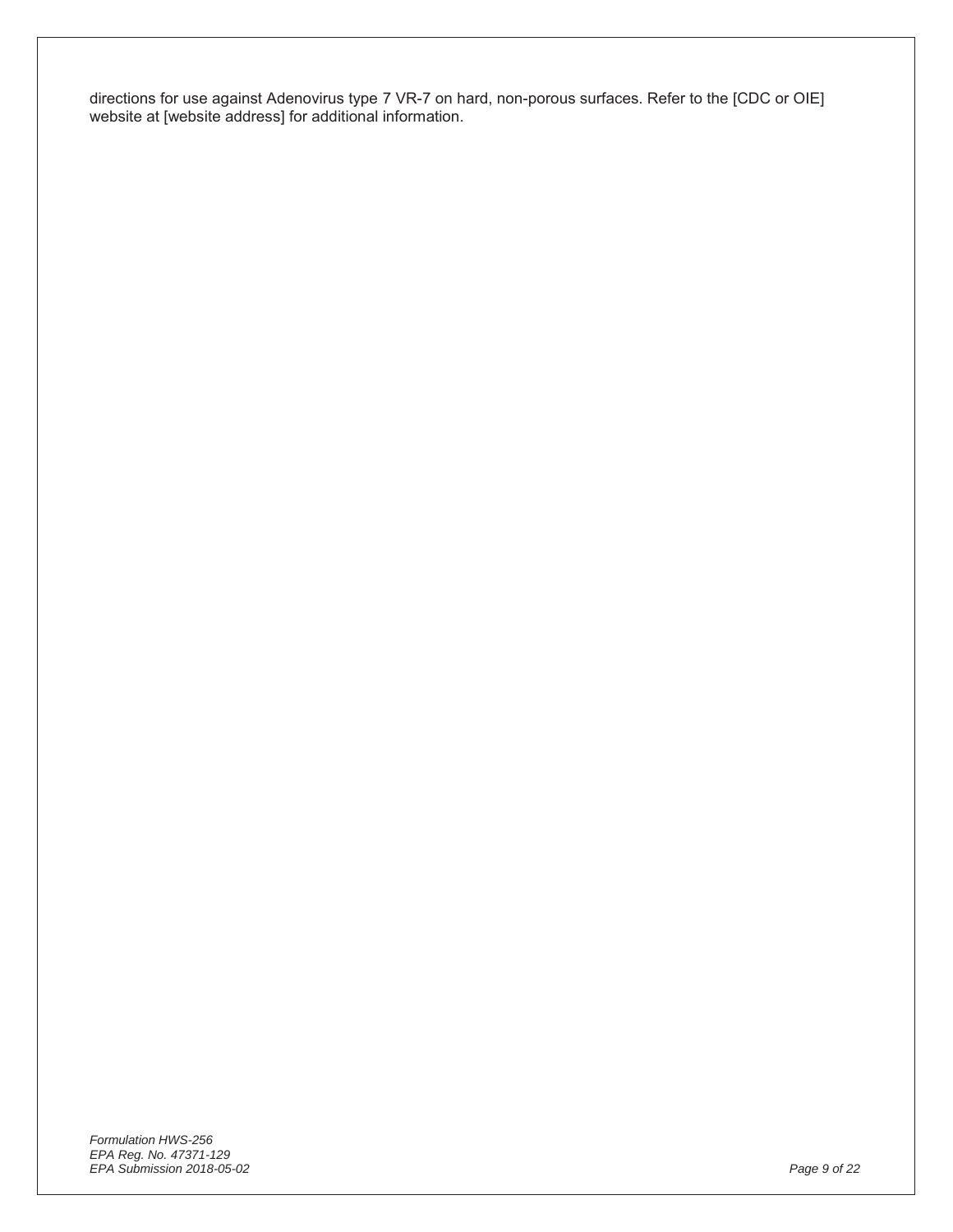directions for use against Adenovirus type 7 VR-7 on hard, non-porous surfaces. Refer to the [CDC or OIE] website at [website address] for additional information.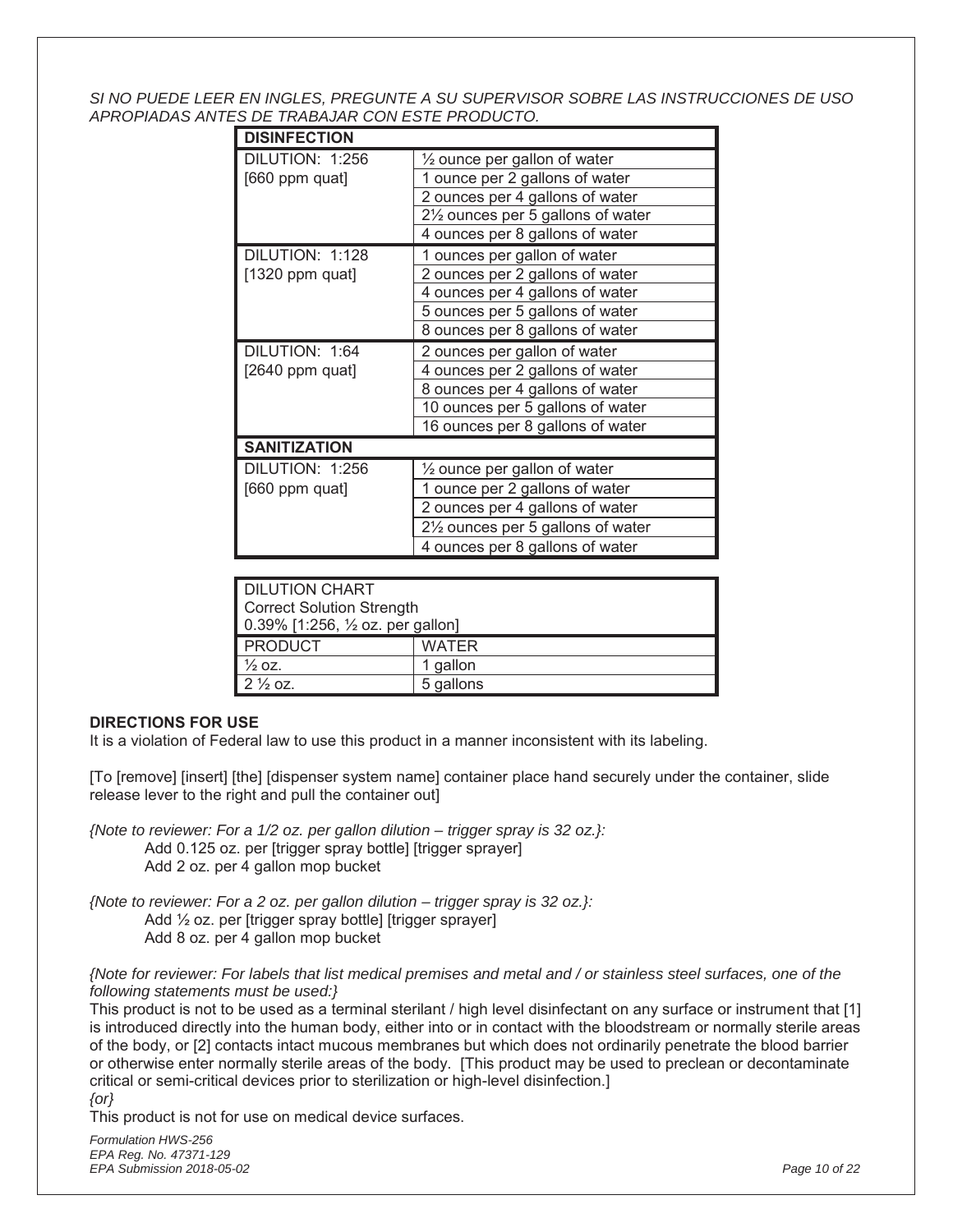*SI NO PUEDE LEER EN INGLES, PREGUNTE A SU SUPERVISOR SOBRE LAS INSTRUCCIONES DE USO APROPIADAS ANTES DE TRABAJAR CON ESTE PRODUCTO.*

| **DISINFECTION** | |
|---|---|
| DILUTION: 1:256 [660 ppm quat] | ½ ounce per gallon of water |
| | 1 ounce per 2 gallons of water |
| | 2 ounces per 4 gallons of water |
| | 2½ ounces per 5 gallons of water |
| | 4 ounces per 8 gallons of water |
| DILUTION: 1:128 [1320 ppm quat] | 1 ounces per gallon of water |
| | 2 ounces per 2 gallons of water |
| | 4 ounces per 4 gallons of water |
| | 5 ounces per 5 gallons of water |
| | 8 ounces per 8 gallons of water |
| DILUTION: 1:64 [2640 ppm quat] | 2 ounces per gallon of water |
| | 4 ounces per 2 gallons of water |
| | 8 ounces per 4 gallons of water |
| | 10 ounces per 5 gallons of water |
| | 16 ounces per 8 gallons of water |
| **SANITIZATION** | |
| DILUTION: 1:256 [660 ppm quat] | ½ ounce per gallon of water |
| | 1 ounce per 2 gallons of water |
| | 2 ounces per 4 gallons of water |
| | 2½ ounces per 5 gallons of water |
| | 4 ounces per 8 gallons of water |

| DILUTION CHART<br>Correct Solution Strength<br>0.39% [1:256, ½ oz. per gallon] | |
|---|---|
| PRODUCT | WATER |
| ½ oz. | 1 gallon |
| 2 ½ oz. | 5 gallons |

**DIRECTIONS FOR USE**

It is a violation of Federal law to use this product in a manner inconsistent with its labeling.

[To [remove] [insert] [the] [dispenser system name] container place hand securely under the container, slide release lever to the right and pull the container out]

*{Note to reviewer: For a 1/2 oz. per gallon dilution – trigger spray is 32 oz.}:*

Add 0.125 oz. per [trigger spray bottle] [trigger sprayer]
Add 2 oz. per 4 gallon mop bucket

*{Note to reviewer: For a 2 oz. per gallon dilution – trigger spray is 32 oz.}:*

Add ½ oz. per [trigger spray bottle] [trigger sprayer]
Add 8 oz. per 4 gallon mop bucket

*{Note for reviewer: For labels that list medical premises and metal and / or stainless steel surfaces, one of the following statements must be used:}*

This product is not to be used as a terminal sterilant / high level disinfectant on any surface or instrument that [1] is introduced directly into the human body, either into or in contact with the bloodstream or normally sterile areas of the body, or [2] contacts intact mucous membranes but which does not ordinarily penetrate the blood barrier or otherwise enter normally sterile areas of the body. [This product may be used to preclean or decontaminate critical or semi-critical devices prior to sterilization or high-level disinfection.]

*{or}*

This product is not for use on medical device surfaces.

*Formulation HWS-256*
*EPA Reg. No. 47371-129*
*EPA Submission 2018-05-02*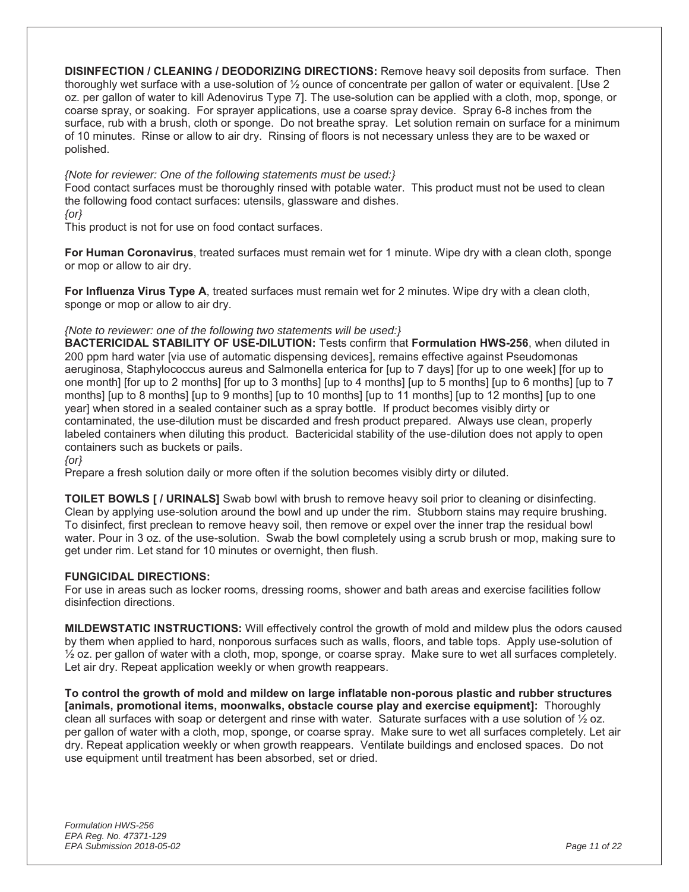**DISINFECTION / CLEANING / DEODORIZING DIRECTIONS:** Remove heavy soil deposits from surface. Then thoroughly wet surface with a use-solution of ½ ounce of concentrate per gallon of water or equivalent. [Use 2 oz. per gallon of water to kill Adenovirus Type 7]. The use-solution can be applied with a cloth, mop, sponge, or coarse spray, or soaking. For sprayer applications, use a coarse spray device. Spray 6-8 inches from the surface, rub with a brush, cloth or sponge. Do not breathe spray. Let solution remain on surface for a minimum of 10 minutes. Rinse or allow to air dry. Rinsing of floors is not necessary unless they are to be waxed or polished.

*{Note for reviewer: One of the following statements must be used:}*
Food contact surfaces must be thoroughly rinsed with potable water. This product must not be used to clean the following food contact surfaces: utensils, glassware and dishes.
*{or}*
This product is not for use on food contact surfaces.

**For Human Coronavirus**, treated surfaces must remain wet for 1 minute. Wipe dry with a clean cloth, sponge or mop or allow to air dry.

**For Influenza Virus Type A**, treated surfaces must remain wet for 2 minutes. Wipe dry with a clean cloth, sponge or mop or allow to air dry.

*{Note to reviewer: one of the following two statements will be used:}*
**BACTERICIDAL STABILITY OF USE-DILUTION:** Tests confirm that **Formulation HWS-256**, when diluted in 200 ppm hard water [via use of automatic dispensing devices], remains effective against Pseudomonas aeruginosa, Staphylococcus aureus and Salmonella enterica for [up to 7 days] [for up to one week] [for up to one month] [for up to 2 months] [for up to 3 months] [up to 4 months] [up to 5 months] [up to 6 months] [up to 7 months] [up to 8 months] [up to 9 months] [up to 10 months] [up to 11 months] [up to 12 months] [up to one year] when stored in a sealed container such as a spray bottle. If product becomes visibly dirty or contaminated, the use-dilution must be discarded and fresh product prepared. Always use clean, properly labeled containers when diluting this product. Bactericidal stability of the use-dilution does not apply to open containers such as buckets or pails.
*{or}*
Prepare a fresh solution daily or more often if the solution becomes visibly dirty or diluted.

**TOILET BOWLS [ / URINALS]** Swab bowl with brush to remove heavy soil prior to cleaning or disinfecting. Clean by applying use-solution around the bowl and up under the rim. Stubborn stains may require brushing. To disinfect, first preclean to remove heavy soil, then remove or expel over the inner trap the residual bowl water. Pour in 3 oz. of the use-solution. Swab the bowl completely using a scrub brush or mop, making sure to get under rim. Let stand for 10 minutes or overnight, then flush.

**FUNGICIDAL DIRECTIONS:**
For use in areas such as locker rooms, dressing rooms, shower and bath areas and exercise facilities follow disinfection directions.

**MILDEWSTATIC INSTRUCTIONS:** Will effectively control the growth of mold and mildew plus the odors caused by them when applied to hard, nonporous surfaces such as walls, floors, and table tops. Apply use-solution of ½ oz. per gallon of water with a cloth, mop, sponge, or coarse spray. Make sure to wet all surfaces completely. Let air dry. Repeat application weekly or when growth reappears.

**To control the growth of mold and mildew on large inflatable non-porous plastic and rubber structures [animals, promotional items, moonwalks, obstacle course play and exercise equipment]:** Thoroughly clean all surfaces with soap or detergent and rinse with water. Saturate surfaces with a use solution of ½ oz. per gallon of water with a cloth, mop, sponge, or coarse spray. Make sure to wet all surfaces completely. Let air dry. Repeat application weekly or when growth reappears. Ventilate buildings and enclosed spaces. Do not use equipment until treatment has been absorbed, set or dried.

*Formulation HWS-256*
*EPA Reg. No. 47371-129*
*EPA Submission 2018-05-02*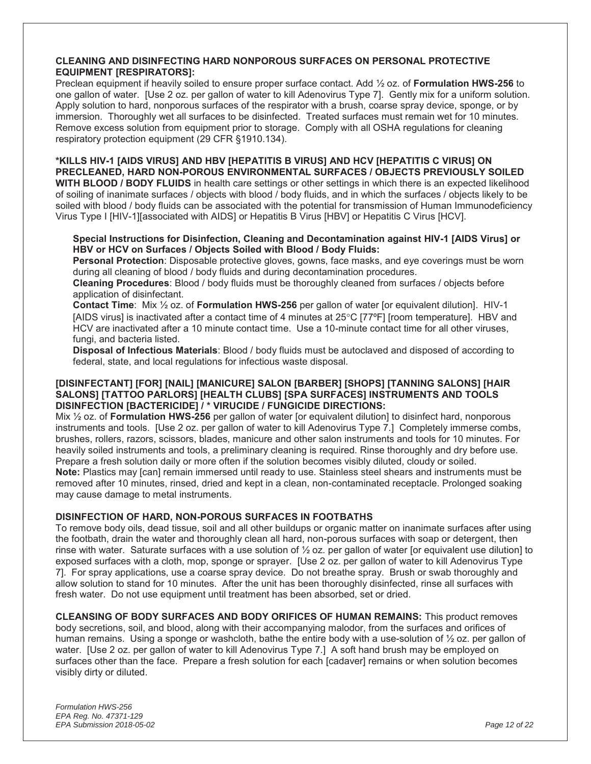**CLEANING AND DISINFECTING HARD NONPOROUS SURFACES ON PERSONAL PROTECTIVE EQUIPMENT [RESPIRATORS]:**
Preclean equipment if heavily soiled to ensure proper surface contact. Add ½ oz. of **Formulation HWS-256** to one gallon of water. [Use 2 oz. per gallon of water to kill Adenovirus Type 7]. Gently mix for a uniform solution. Apply solution to hard, nonporous surfaces of the respirator with a brush, coarse spray device, sponge, or by immersion. Thoroughly wet all surfaces to be disinfected. Treated surfaces must remain wet for 10 minutes. Remove excess solution from equipment prior to storage. Comply with all OSHA regulations for cleaning respiratory protection equipment (29 CFR §1910.134).

**\*KILLS HIV-1 [AIDS VIRUS] AND HBV [HEPATITIS B VIRUS] AND HCV [HEPATITIS C VIRUS] ON PRECLEANED, HARD NON-POROUS ENVIRONMENTAL SURFACES / OBJECTS PREVIOUSLY SOILED WITH BLOOD / BODY FLUIDS** in health care settings or other settings in which there is an expected likelihood of soiling of inanimate surfaces / objects with blood / body fluids, and in which the surfaces / objects likely to be soiled with blood / body fluids can be associated with the potential for transmission of Human Immunodeficiency Virus Type I [HIV-1][associated with AIDS] or Hepatitis B Virus [HBV] or Hepatitis C Virus [HCV].

**Special Instructions for Disinfection, Cleaning and Decontamination against HIV-1 [AIDS Virus] or HBV or HCV on Surfaces / Objects Soiled with Blood / Body Fluids:**
**Personal Protection**: Disposable protective gloves, gowns, face masks, and eye coverings must be worn during all cleaning of blood / body fluids and during decontamination procedures.
**Cleaning Procedures**: Blood / body fluids must be thoroughly cleaned from surfaces / objects before application of disinfectant.
**Contact Time**: Mix ½ oz. of **Formulation HWS-256** per gallon of water [or equivalent dilution]. HIV-1 [AIDS virus] is inactivated after a contact time of 4 minutes at 25°C [77ºF] [room temperature]. HBV and HCV are inactivated after a 10 minute contact time. Use a 10-minute contact time for all other viruses, fungi, and bacteria listed.
**Disposal of Infectious Materials**: Blood / body fluids must be autoclaved and disposed of according to federal, state, and local regulations for infectious waste disposal.

**[DISINFECTANT] [FOR] [NAIL] [MANICURE] SALON [BARBER] [SHOPS] [TANNING SALONS] [HAIR SALONS] [TATTOO PARLORS] [HEALTH CLUBS] [SPA SURFACES] INSTRUMENTS AND TOOLS DISINFECTION [BACTERICIDE] / \* VIRUCIDE / FUNGICIDE DIRECTIONS:**
Mix ½ oz. of **Formulation HWS-256** per gallon of water [or equivalent dilution] to disinfect hard, nonporous instruments and tools. [Use 2 oz. per gallon of water to kill Adenovirus Type 7.] Completely immerse combs, brushes, rollers, razors, scissors, blades, manicure and other salon instruments and tools for 10 minutes. For heavily soiled instruments and tools, a preliminary cleaning is required. Rinse thoroughly and dry before use. Prepare a fresh solution daily or more often if the solution becomes visibly diluted, cloudy or soiled.
**Note:** Plastics may [can] remain immersed until ready to use. Stainless steel shears and instruments must be removed after 10 minutes, rinsed, dried and kept in a clean, non-contaminated receptacle. Prolonged soaking may cause damage to metal instruments.

**DISINFECTION OF HARD, NON-POROUS SURFACES IN FOOTBATHS**
To remove body oils, dead tissue, soil and all other buildups or organic matter on inanimate surfaces after using the footbath, drain the water and thoroughly clean all hard, non-porous surfaces with soap or detergent, then rinse with water. Saturate surfaces with a use solution of ½ oz. per gallon of water [or equivalent use dilution] to exposed surfaces with a cloth, mop, sponge or sprayer. [Use 2 oz. per gallon of water to kill Adenovirus Type 7]. For spray applications, use a coarse spray device. Do not breathe spray. Brush or swab thoroughly and allow solution to stand for 10 minutes. After the unit has been thoroughly disinfected, rinse all surfaces with fresh water. Do not use equipment until treatment has been absorbed, set or dried.

**CLEANSING OF BODY SURFACES AND BODY ORIFICES OF HUMAN REMAINS:** This product removes body secretions, soil, and blood, along with their accompanying malodor, from the surfaces and orifices of human remains. Using a sponge or washcloth, bathe the entire body with a use-solution of ½ oz. per gallon of water. [Use 2 oz. per gallon of water to kill Adenovirus Type 7.] A soft hand brush may be employed on surfaces other than the face. Prepare a fresh solution for each [cadaver] remains or when solution becomes visibly dirty or diluted.

*Formulation HWS-256*
*EPA Reg. No. 47371-129*
*EPA Submission 2018-05-02*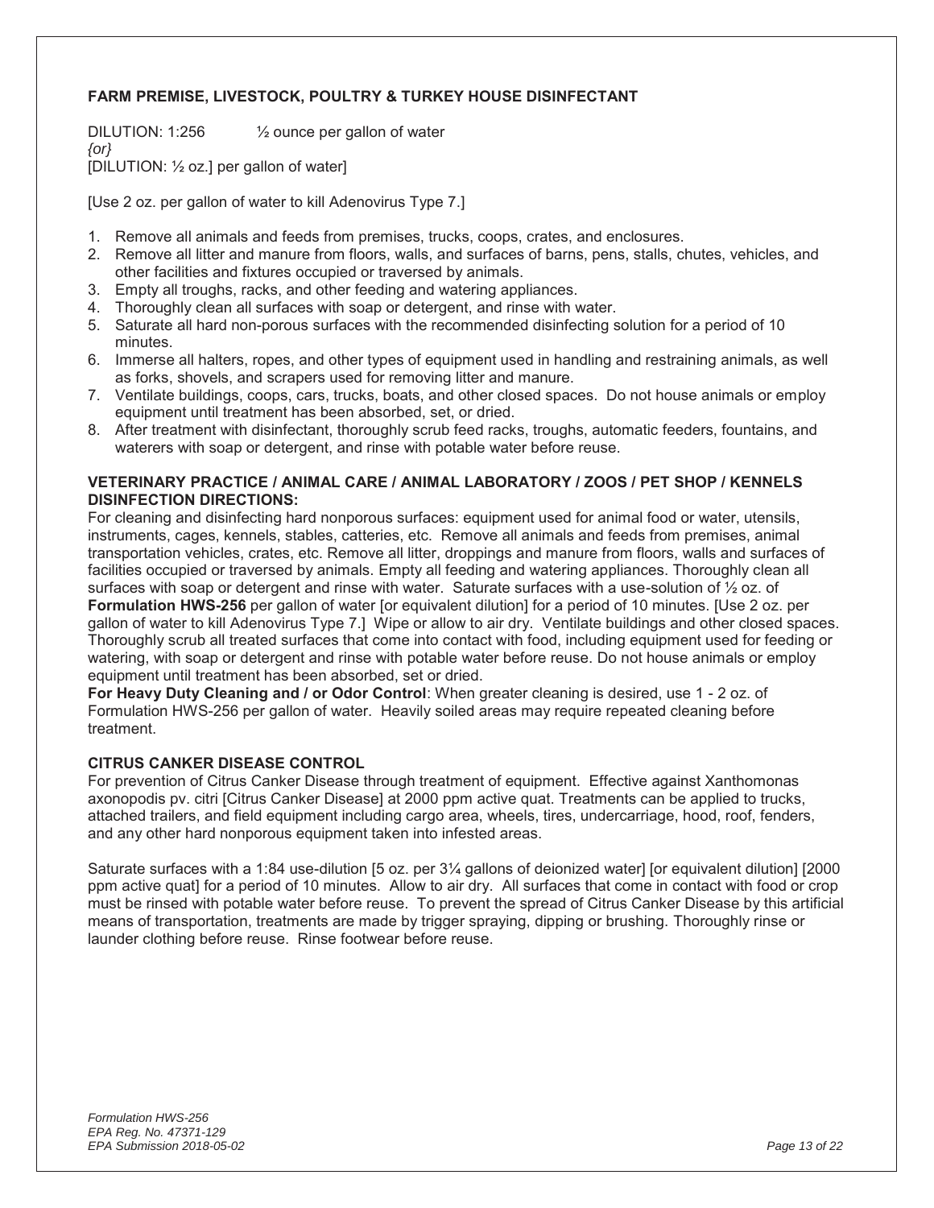### FARM PREMISE, LIVESTOCK, POULTRY & TURKEY HOUSE DISINFECTANT

DILUTION: 1:256 ½ ounce per gallon of water
*{or}*
[DILUTION: ½ oz.] per gallon of water]

[Use 2 oz. per gallon of water to kill Adenovirus Type 7.]

1. Remove all animals and feeds from premises, trucks, coops, crates, and enclosures.
2. Remove all litter and manure from floors, walls, and surfaces of barns, pens, stalls, chutes, vehicles, and other facilities and fixtures occupied or traversed by animals.
3. Empty all troughs, racks, and other feeding and watering appliances.
4. Thoroughly clean all surfaces with soap or detergent, and rinse with water.
5. Saturate all hard non-porous surfaces with the recommended disinfecting solution for a period of 10 minutes.
6. Immerse all halters, ropes, and other types of equipment used in handling and restraining animals, as well as forks, shovels, and scrapers used for removing litter and manure.
7. Ventilate buildings, coops, cars, trucks, boats, and other closed spaces. Do not house animals or employ equipment until treatment has been absorbed, set, or dried.
8. After treatment with disinfectant, thoroughly scrub feed racks, troughs, automatic feeders, fountains, and waterers with soap or detergent, and rinse with potable water before reuse.

### VETERINARY PRACTICE / ANIMAL CARE / ANIMAL LABORATORY / ZOOS / PET SHOP / KENNELS DISINFECTION DIRECTIONS:

For cleaning and disinfecting hard nonporous surfaces: equipment used for animal food or water, utensils, instruments, cages, kennels, stables, catteries, etc. Remove all animals and feeds from premises, animal transportation vehicles, crates, etc. Remove all litter, droppings and manure from floors, walls and surfaces of facilities occupied or traversed by animals. Empty all feeding and watering appliances. Thoroughly clean all surfaces with soap or detergent and rinse with water. Saturate surfaces with a use-solution of ½ oz. of **Formulation HWS-256** per gallon of water [or equivalent dilution] for a period of 10 minutes. [Use 2 oz. per gallon of water to kill Adenovirus Type 7.] Wipe or allow to air dry. Ventilate buildings and other closed spaces. Thoroughly scrub all treated surfaces that come into contact with food, including equipment used for feeding or watering, with soap or detergent and rinse with potable water before reuse. Do not house animals or employ equipment until treatment has been absorbed, set or dried.

**For Heavy Duty Cleaning and / or Odor Control**: When greater cleaning is desired, use 1 - 2 oz. of Formulation HWS-256 per gallon of water. Heavily soiled areas may require repeated cleaning before treatment.

### CITRUS CANKER DISEASE CONTROL

For prevention of Citrus Canker Disease through treatment of equipment. Effective against Xanthomonas axonopodis pv. citri [Citrus Canker Disease] at 2000 ppm active quat. Treatments can be applied to trucks, attached trailers, and field equipment including cargo area, wheels, tires, undercarriage, hood, roof, fenders, and any other hard nonporous equipment taken into infested areas.

Saturate surfaces with a 1:84 use-dilution [5 oz. per 3¼ gallons of deionized water] [or equivalent dilution] [2000 ppm active quat] for a period of 10 minutes. Allow to air dry. All surfaces that come in contact with food or crop must be rinsed with potable water before reuse. To prevent the spread of Citrus Canker Disease by this artificial means of transportation, treatments are made by trigger spraying, dipping or brushing. Thoroughly rinse or launder clothing before reuse. Rinse footwear before reuse.

*Formulation HWS-256*
*EPA Reg. No. 47371-129*
*EPA Submission 2018-05-02*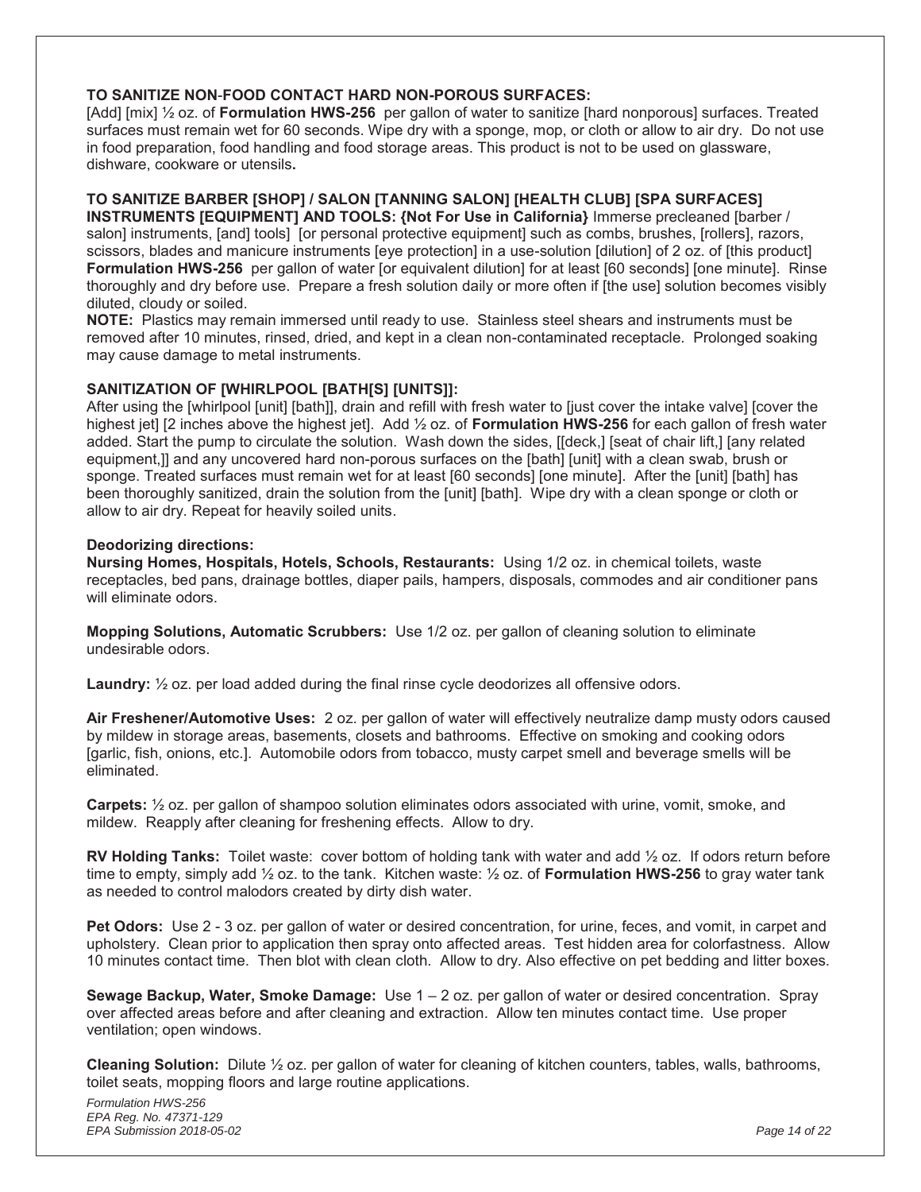**TO SANITIZE NON-FOOD CONTACT HARD NON-POROUS SURFACES:**
[Add] [mix] ½ oz. of **Formulation HWS-256** per gallon of water to sanitize [hard nonporous] surfaces. Treated surfaces must remain wet for 60 seconds. Wipe dry with a sponge, mop, or cloth or allow to air dry. Do not use in food preparation, food handling and food storage areas. This product is not to be used on glassware, dishware, cookware or utensils**.**

**TO SANITIZE BARBER [SHOP] / SALON [TANNING SALON] [HEALTH CLUB] [SPA SURFACES] INSTRUMENTS [EQUIPMENT] AND TOOLS: {Not For Use in California}** Immerse precleaned [barber / salon] instruments, [and] tools] [or personal protective equipment] such as combs, brushes, [rollers], razors, scissors, blades and manicure instruments [eye protection] in a use-solution [dilution] of 2 oz. of [this product] **Formulation HWS-256** per gallon of water [or equivalent dilution] for at least [60 seconds] [one minute]. Rinse thoroughly and dry before use. Prepare a fresh solution daily or more often if [the use] solution becomes visibly diluted, cloudy or soiled.

**NOTE:** Plastics may remain immersed until ready to use. Stainless steel shears and instruments must be removed after 10 minutes, rinsed, dried, and kept in a clean non-contaminated receptacle. Prolonged soaking may cause damage to metal instruments.

**SANITIZATION OF [WHIRLPOOL [BATH[S] [UNITS]]:**
After using the [whirlpool [unit] [bath]], drain and refill with fresh water to [just cover the intake valve] [cover the highest jet] [2 inches above the highest jet]. Add ½ oz. of **Formulation HWS-256** for each gallon of fresh water added. Start the pump to circulate the solution. Wash down the sides, [[deck,] [seat of chair lift,] [any related equipment,]] and any uncovered hard non-porous surfaces on the [bath] [unit] with a clean swab, brush or sponge. Treated surfaces must remain wet for at least [60 seconds] [one minute]. After the [unit] [bath] has been thoroughly sanitized, drain the solution from the [unit] [bath]. Wipe dry with a clean sponge or cloth or allow to air dry. Repeat for heavily soiled units.

**Deodorizing directions:**

**Nursing Homes, Hospitals, Hotels, Schools, Restaurants:** Using 1/2 oz. in chemical toilets, waste receptacles, bed pans, drainage bottles, diaper pails, hampers, disposals, commodes and air conditioner pans will eliminate odors.

**Mopping Solutions, Automatic Scrubbers:** Use 1/2 oz. per gallon of cleaning solution to eliminate undesirable odors.

**Laundry:** ½ oz. per load added during the final rinse cycle deodorizes all offensive odors.

**Air Freshener/Automotive Uses:** 2 oz. per gallon of water will effectively neutralize damp musty odors caused by mildew in storage areas, basements, closets and bathrooms. Effective on smoking and cooking odors [garlic, fish, onions, etc.]. Automobile odors from tobacco, musty carpet smell and beverage smells will be eliminated.

**Carpets:** ½ oz. per gallon of shampoo solution eliminates odors associated with urine, vomit, smoke, and mildew. Reapply after cleaning for freshening effects. Allow to dry.

**RV Holding Tanks:** Toilet waste: cover bottom of holding tank with water and add ½ oz. If odors return before time to empty, simply add ½ oz. to the tank. Kitchen waste: ½ oz. of **Formulation HWS-256** to gray water tank as needed to control malodors created by dirty dish water.

**Pet Odors:** Use 2 - 3 oz. per gallon of water or desired concentration, for urine, feces, and vomit, in carpet and upholstery. Clean prior to application then spray onto affected areas. Test hidden area for colorfastness. Allow 10 minutes contact time. Then blot with clean cloth. Allow to dry. Also effective on pet bedding and litter boxes.

**Sewage Backup, Water, Smoke Damage:** Use 1 – 2 oz. per gallon of water or desired concentration. Spray over affected areas before and after cleaning and extraction. Allow ten minutes contact time. Use proper ventilation; open windows.

**Cleaning Solution:** Dilute ½ oz. per gallon of water for cleaning of kitchen counters, tables, walls, bathrooms, toilet seats, mopping floors and large routine applications.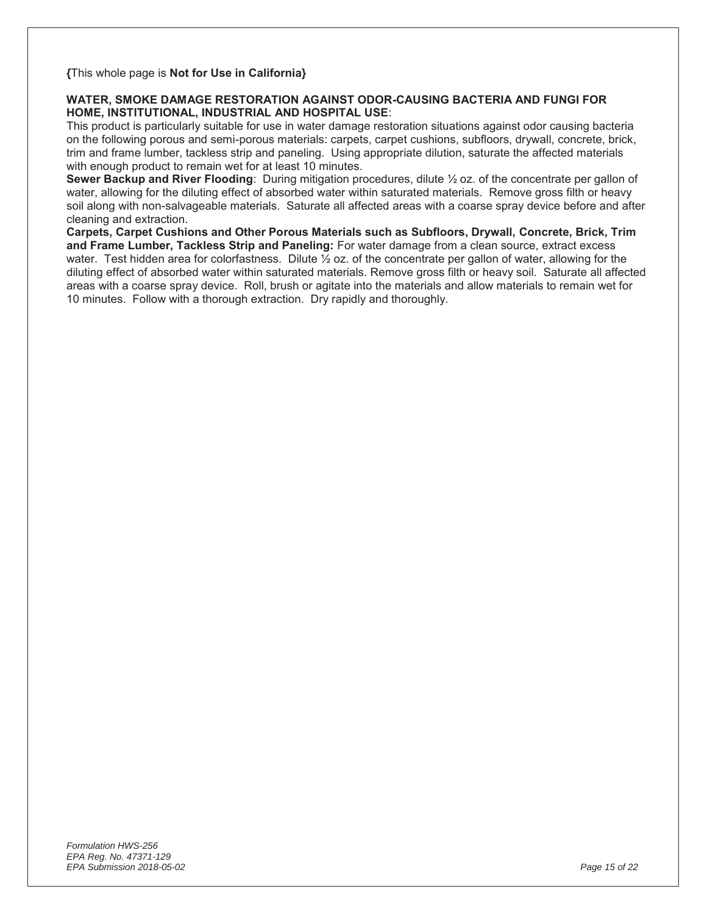**{**This whole page is **Not for Use in California}**

**WATER, SMOKE DAMAGE RESTORATION AGAINST ODOR-CAUSING BACTERIA AND FUNGI FOR HOME, INSTITUTIONAL, INDUSTRIAL AND HOSPITAL USE**:

This product is particularly suitable for use in water damage restoration situations against odor causing bacteria on the following porous and semi-porous materials: carpets, carpet cushions, subfloors, drywall, concrete, brick, trim and frame lumber, tackless strip and paneling. Using appropriate dilution, saturate the affected materials with enough product to remain wet for at least 10 minutes.

**Sewer Backup and River Flooding**: During mitigation procedures, dilute ½ oz. of the concentrate per gallon of water, allowing for the diluting effect of absorbed water within saturated materials. Remove gross filth or heavy soil along with non-salvageable materials. Saturate all affected areas with a coarse spray device before and after cleaning and extraction.

**Carpets, Carpet Cushions and Other Porous Materials such as Subfloors, Drywall, Concrete, Brick, Trim and Frame Lumber, Tackless Strip and Paneling:** For water damage from a clean source, extract excess water. Test hidden area for colorfastness. Dilute ½ oz. of the concentrate per gallon of water, allowing for the diluting effect of absorbed water within saturated materials. Remove gross filth or heavy soil. Saturate all affected areas with a coarse spray device. Roll, brush or agitate into the materials and allow materials to remain wet for 10 minutes. Follow with a thorough extraction. Dry rapidly and thoroughly.

*Formulation HWS-256*
*EPA Reg. No. 47371-129*
*EPA Submission 2018-05-02*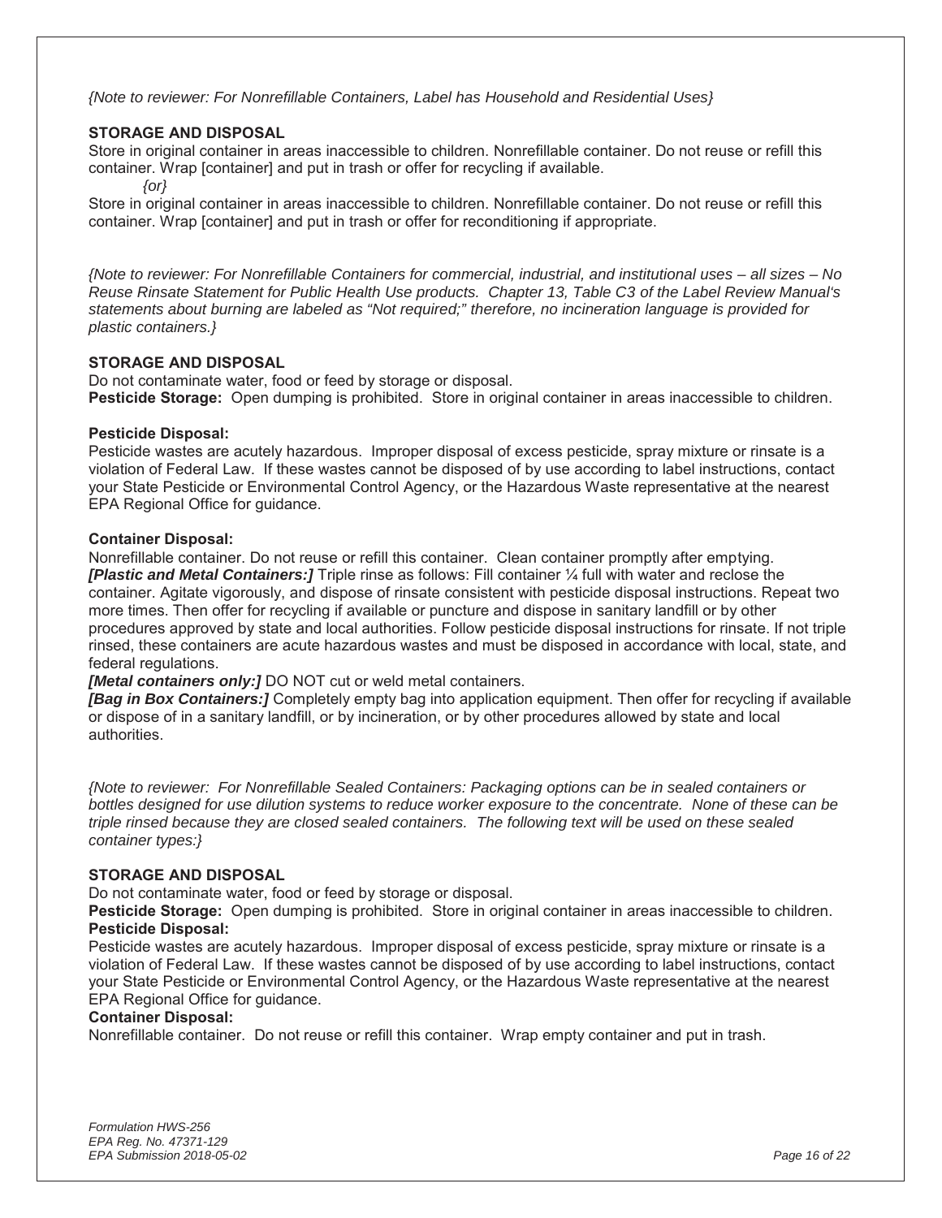*{Note to reviewer: For Nonrefillable Containers, Label has Household and Residential Uses}*

**STORAGE AND DISPOSAL**

Store in original container in areas inaccessible to children. Nonrefillable container. Do not reuse or refill this container. Wrap [container] and put in trash or offer for recycling if available.

*{or}*

Store in original container in areas inaccessible to children. Nonrefillable container. Do not reuse or refill this container. Wrap [container] and put in trash or offer for reconditioning if appropriate.

*{Note to reviewer: For Nonrefillable Containers for commercial, industrial, and institutional uses – all sizes – No Reuse Rinsate Statement for Public Health Use products. Chapter 13, Table C3 of the Label Review Manual's statements about burning are labeled as "Not required;" therefore, no incineration language is provided for plastic containers.}*

**STORAGE AND DISPOSAL**

Do not contaminate water, food or feed by storage or disposal.

**Pesticide Storage:** Open dumping is prohibited. Store in original container in areas inaccessible to children.

**Pesticide Disposal:**

Pesticide wastes are acutely hazardous. Improper disposal of excess pesticide, spray mixture or rinsate is a violation of Federal Law. If these wastes cannot be disposed of by use according to label instructions, contact your State Pesticide or Environmental Control Agency, or the Hazardous Waste representative at the nearest EPA Regional Office for guidance.

**Container Disposal:**

Nonrefillable container. Do not reuse or refill this container. Clean container promptly after emptying.

***[Plastic and Metal Containers:]*** Triple rinse as follows: Fill container ¼ full with water and reclose the container. Agitate vigorously, and dispose of rinsate consistent with pesticide disposal instructions. Repeat two more times. Then offer for recycling if available or puncture and dispose in sanitary landfill or by other procedures approved by state and local authorities. Follow pesticide disposal instructions for rinsate. If not triple rinsed, these containers are acute hazardous wastes and must be disposed in accordance with local, state, and federal regulations.

***[Metal containers only:]*** DO NOT cut or weld metal containers.

***[Bag in Box Containers:]*** Completely empty bag into application equipment. Then offer for recycling if available or dispose of in a sanitary landfill, or by incineration, or by other procedures allowed by state and local authorities.

*{Note to reviewer: For Nonrefillable Sealed Containers: Packaging options can be in sealed containers or bottles designed for use dilution systems to reduce worker exposure to the concentrate. None of these can be triple rinsed because they are closed sealed containers. The following text will be used on these sealed container types:}*

**STORAGE AND DISPOSAL**

Do not contaminate water, food or feed by storage or disposal.

**Pesticide Storage:** Open dumping is prohibited. Store in original container in areas inaccessible to children.

**Pesticide Disposal:**

Pesticide wastes are acutely hazardous. Improper disposal of excess pesticide, spray mixture or rinsate is a violation of Federal Law. If these wastes cannot be disposed of by use according to label instructions, contact your State Pesticide or Environmental Control Agency, or the Hazardous Waste representative at the nearest EPA Regional Office for guidance.

**Container Disposal:**

Nonrefillable container. Do not reuse or refill this container. Wrap empty container and put in trash.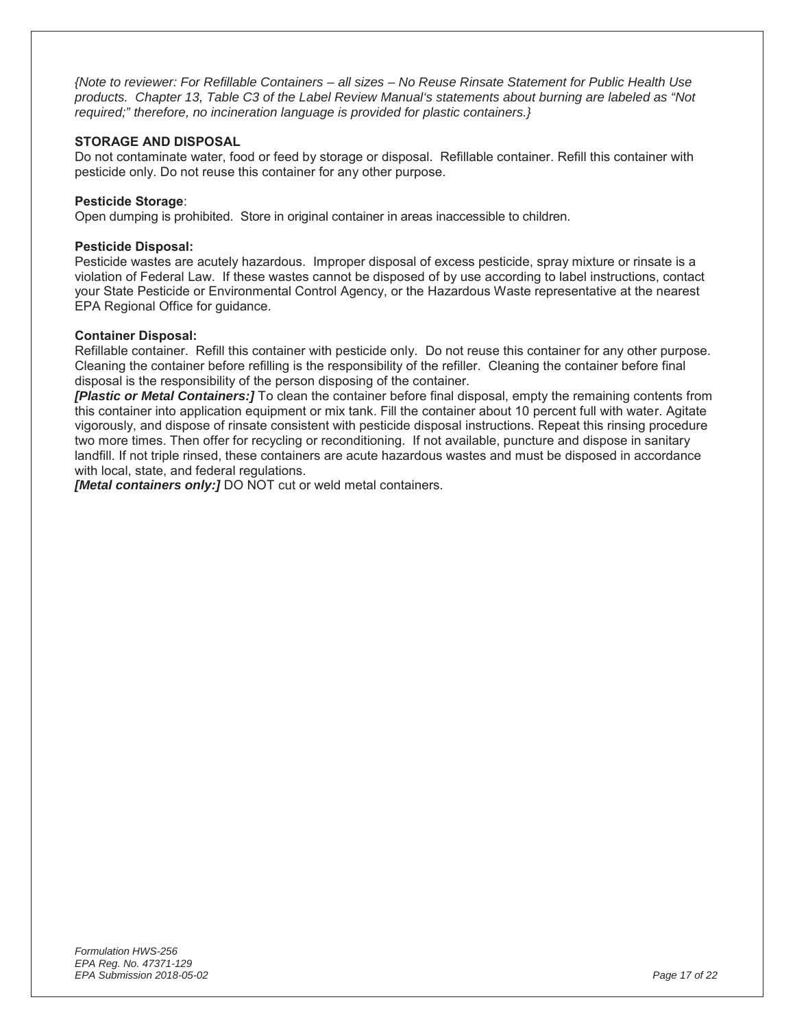*{Note to reviewer: For Refillable Containers – all sizes – No Reuse Rinsate Statement for Public Health Use products. Chapter 13, Table C3 of the Label Review Manual's statements about burning are labeled as "Not required;" therefore, no incineration language is provided for plastic containers.}*

**STORAGE AND DISPOSAL**

Do not contaminate water, food or feed by storage or disposal. Refillable container. Refill this container with pesticide only. Do not reuse this container for any other purpose.

**Pesticide Storage**:

Open dumping is prohibited. Store in original container in areas inaccessible to children.

**Pesticide Disposal:**

Pesticide wastes are acutely hazardous. Improper disposal of excess pesticide, spray mixture or rinsate is a violation of Federal Law. If these wastes cannot be disposed of by use according to label instructions, contact your State Pesticide or Environmental Control Agency, or the Hazardous Waste representative at the nearest EPA Regional Office for guidance.

**Container Disposal:**

Refillable container. Refill this container with pesticide only. Do not reuse this container for any other purpose. Cleaning the container before refilling is the responsibility of the refiller. Cleaning the container before final disposal is the responsibility of the person disposing of the container.

***[Plastic or Metal Containers:]*** To clean the container before final disposal, empty the remaining contents from this container into application equipment or mix tank. Fill the container about 10 percent full with water. Agitate vigorously, and dispose of rinsate consistent with pesticide disposal instructions. Repeat this rinsing procedure two more times. Then offer for recycling or reconditioning. If not available, puncture and dispose in sanitary landfill. If not triple rinsed, these containers are acute hazardous wastes and must be disposed in accordance with local, state, and federal regulations.

***[Metal containers only:]*** DO NOT cut or weld metal containers.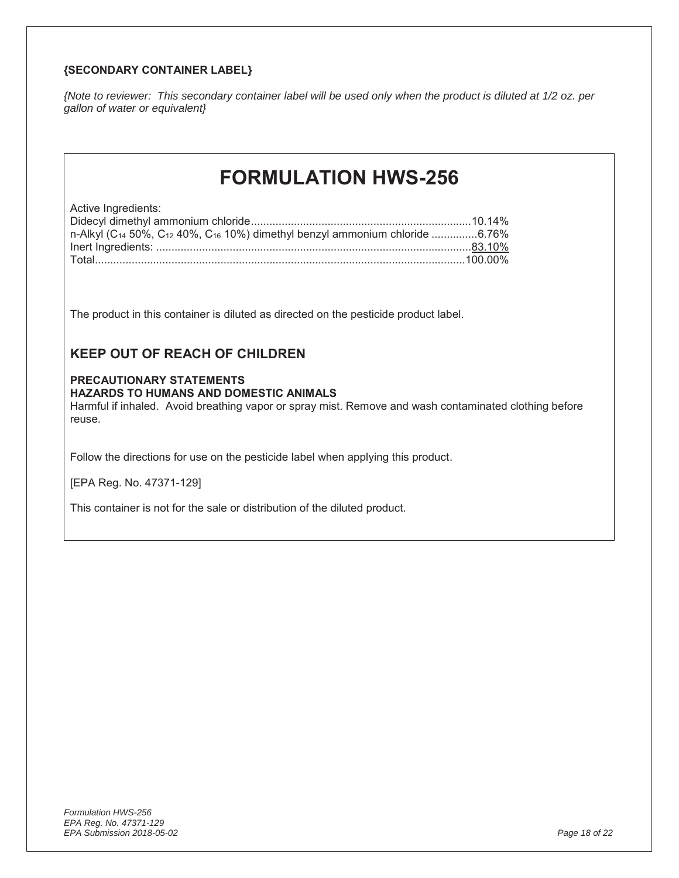**{SECONDARY CONTAINER LABEL}**

*{Note to reviewer: This secondary container label will be used only when the product is diluted at 1/2 oz. per gallon of water or equivalent}*

# FORMULATION HWS-256

Active Ingredients:

| | |
|---|---|
| Didecyl dimethyl ammonium chloride | 10.14% |
| n-Alkyl ($C_{14}$ 50%, $C_{12}$ 40%, $C_{16}$ 10%) dimethyl benzyl ammonium chloride | 6.76% |
| Inert Ingredients: | 83.10% |
| Total | 100.00% |

The product in this container is diluted as directed on the pesticide product label.

## KEEP OUT OF REACH OF CHILDREN

**PRECAUTIONARY STATEMENTS**
**HAZARDS TO HUMANS AND DOMESTIC ANIMALS**
Harmful if inhaled. Avoid breathing vapor or spray mist. Remove and wash contaminated clothing before reuse.

Follow the directions for use on the pesticide label when applying this product.

[EPA Reg. No. 47371-129]

This container is not for the sale or distribution of the diluted product.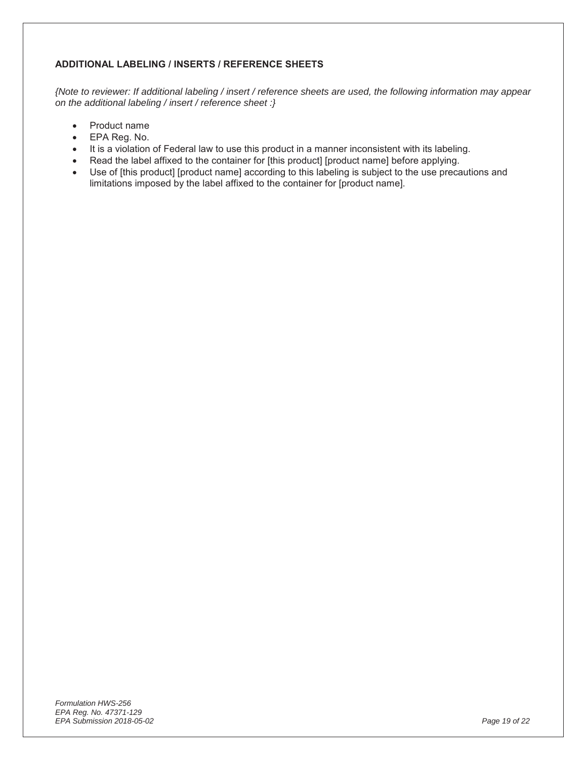**ADDITIONAL LABELING / INSERTS / REFERENCE SHEETS**

*{Note to reviewer: If additional labeling / insert / reference sheets are used, the following information may appear on the additional labeling / insert / reference sheet :}*

- Product name
- EPA Reg. No.
- It is a violation of Federal law to use this product in a manner inconsistent with its labeling.
- Read the label affixed to the container for [this product] [product name] before applying.
- Use of [this product] [product name] according to this labeling is subject to the use precautions and limitations imposed by the label affixed to the container for [product name].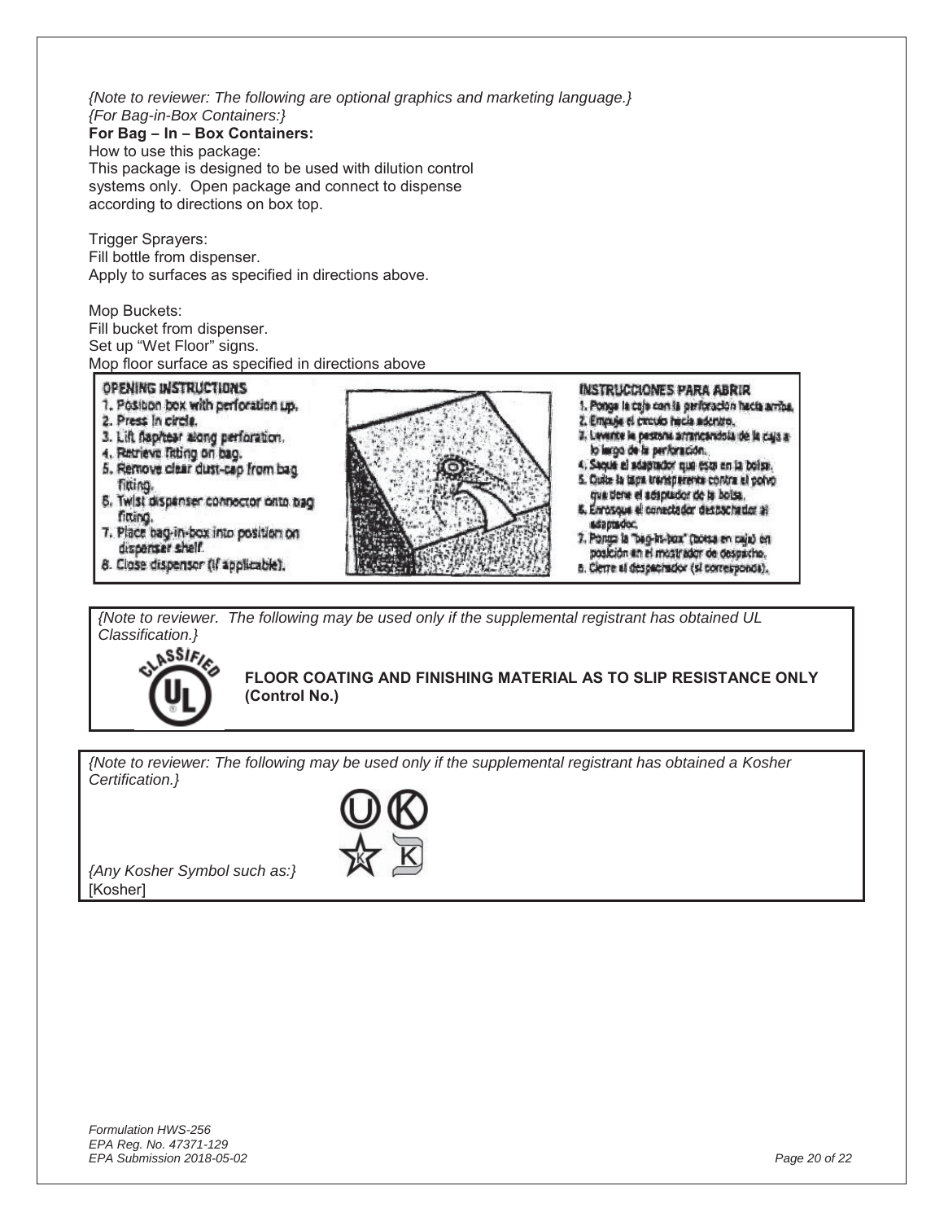*{Note to reviewer: The following are optional graphics and marketing language.}*
*{For Bag-in-Box Containers:}*
**For Bag – In – Box Containers:**
How to use this package:
This package is designed to be used with dilution control systems only. Open package and connect to dispense according to directions on box top.

Trigger Sprayers:
Fill bottle from dispenser.
Apply to surfaces as specified in directions above.

Mop Buckets:
Fill bucket from dispenser.
Set up "Wet Floor" signs.
Mop floor surface as specified in directions above

OPENING INSTRUCTIONS
1. Position box with perforation up.
2. Press in circle.
3. Lift flap/tear along perforation.
4. Retrieve fitting on bag.
5. Remove clear dust-cap from bag fitting.
6. Twist dispenser connector onto bag fitting.
7. Place bag-in-box into position on dispenser shelf.
8. Close dispenser (if applicable).

INSTRUCCIONES PARA ABRIR
1. Ponga la caja con la perforación hacia arriba.
2. Empuje el círculo hacia adentro.
3. Levante la pestaña arrancándola de la caja a lo largo de la perforación.
4. Saque el adaptador que está en la bolsa.
5. Quite la tapa transparente contra el polvo que tiene el adaptador de la bolsa.
6. Enrosque el conectador despachador al adaptador.
7. Ponga la "bag-in-box" (bolsa en caja) en posición en el mostrador de despacho.
8. Cierre el despachador (si corresponde).

*{Note to reviewer. The following may be used only if the supplemental registrant has obtained UL Classification.}*

CLASSIFIED UL

**FLOOR COATING AND FINISHING MATERIAL AS TO SLIP RESISTANCE ONLY (Control No.)**

*{Note to reviewer: The following may be used only if the supplemental registrant has obtained a Kosher Certification.}*

*{Any Kosher Symbol such as:}*
[Kosher]

*Formulation HWS-256*
*EPA Reg. No. 47371-129*
*EPA Submission 2018-05-02*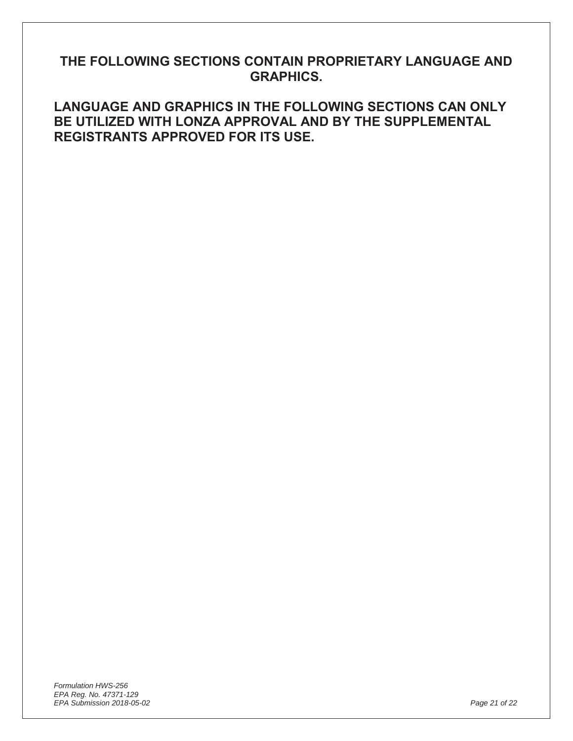**THE FOLLOWING SECTIONS CONTAIN PROPRIETARY LANGUAGE AND GRAPHICS.**

**LANGUAGE AND GRAPHICS IN THE FOLLOWING SECTIONS CAN ONLY BE UTILIZED WITH LONZA APPROVAL AND BY THE SUPPLEMENTAL REGISTRANTS APPROVED FOR ITS USE.**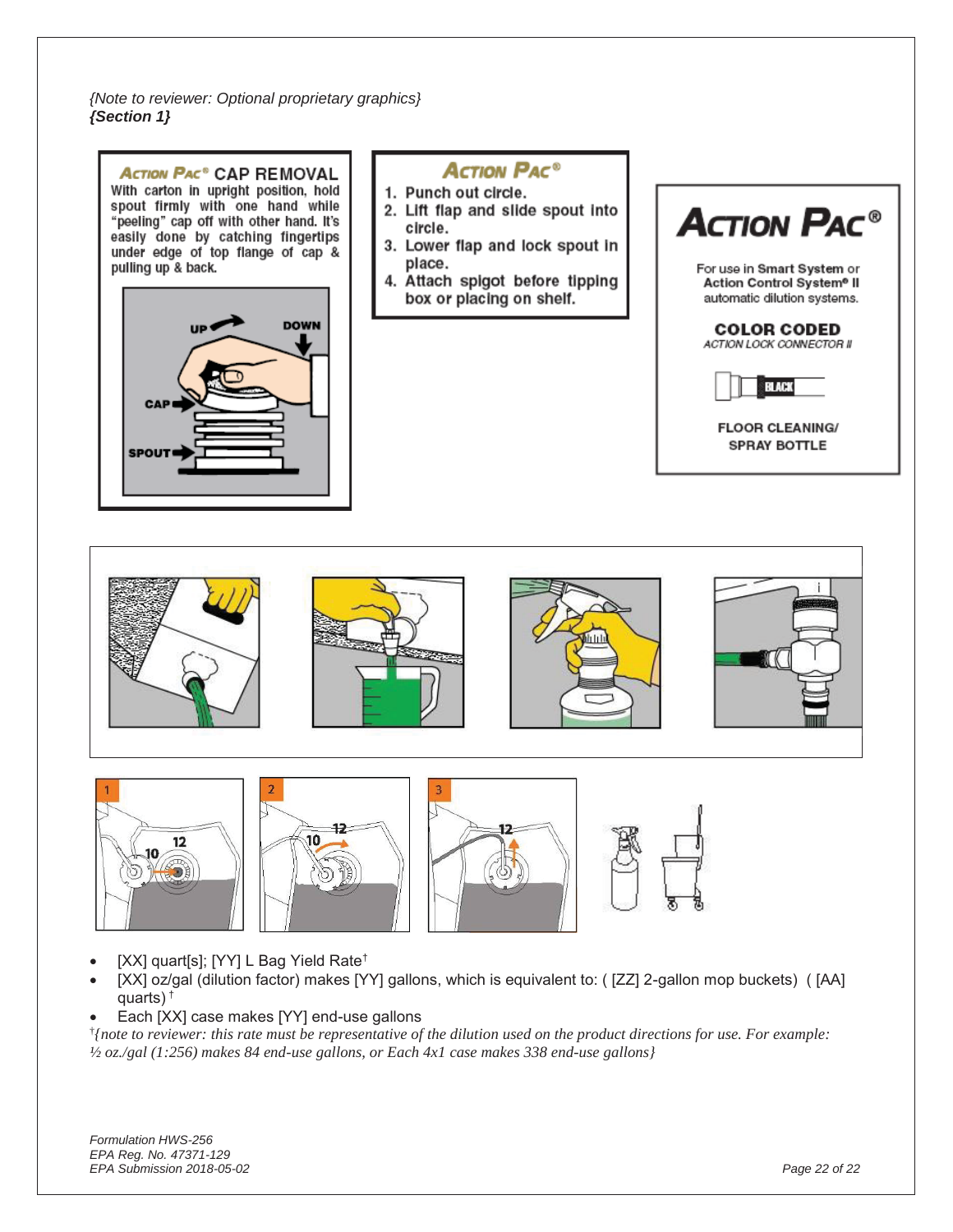*{Note to reviewer: Optional proprietary graphics}*
***{Section 1}***

**ACTION PAC® CAP REMOVAL**
With carton in upright position, hold spout firmly with one hand while "peeling" cap off with other hand. It's easily done by catching fingertips under edge of top flange of cap & pulling up & back.

UP
DOWN
CAP
SPOUT

**ACTION PAC®**

1. Punch out circle.
2. Lift flap and slide spout into circle.
3. Lower flap and lock spout in place.
4. Attach spigot before tipping box or placing on shelf.

**ACTION PAC®**

For use in **Smart System** or **Action Control System® II** automatic dilution systems.

**COLOR CODED**
*ACTION LOCK CONNECTOR II*

BLACK

**FLOOR CLEANING/ SPRAY BOTTLE**

1
12
10

2
12
10

3
12

- [XX] quart[s]; [YY] L Bag Yield Rate†
- [XX] oz/gal (dilution factor) makes [YY] gallons, which is equivalent to: ( [ZZ] 2-gallon mop buckets) ( [AA] quarts) †
- Each [XX] case makes [YY] end-use gallons

†*{note to reviewer: this rate must be representative of the dilution used on the product directions for use. For example: ½ oz./gal (1:256) makes 84 end-use gallons, or Each 4x1 case makes 338 end-use gallons}*

*Formulation HWS-256*
*EPA Reg. No. 47371-129*
*EPA Submission 2018-05-02*